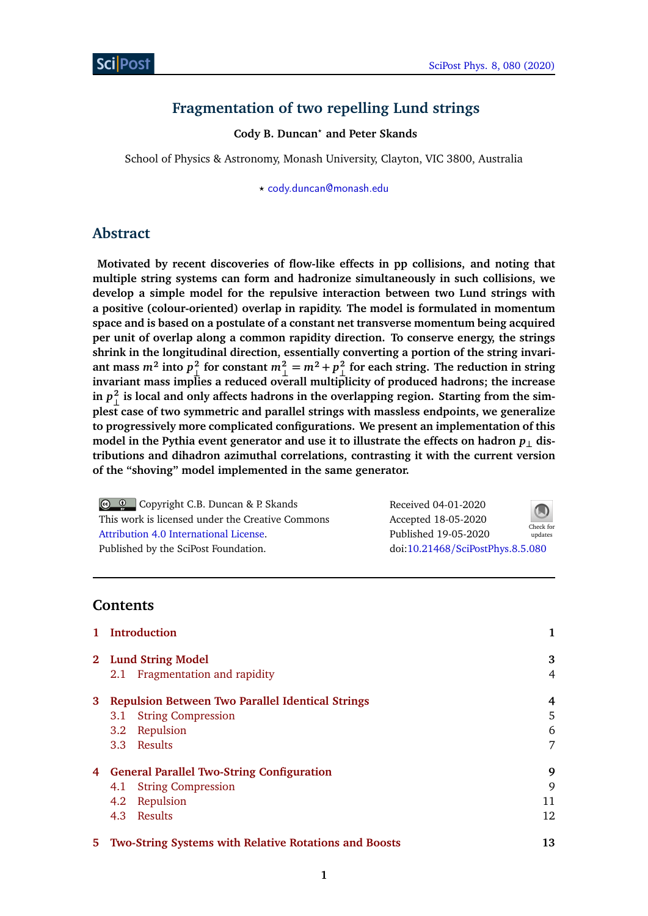# Fragmentation of two repelling Lund strings

**Cody B. Duncan[⋆] and Peter Skands**

School of Physics & Astronomy, Monash University, Clayton, VIC 3800, Australia

⋆ cody.duncan@monash.edu

## Abstract

**Motivated by recent discoveries of flow-like effects in pp collisions, and noting that multiple string systems can form and hadronize simultaneously in such collisions, we develop a simple model for the repulsive interaction between two Lund strings with a positive (colour-oriented) overlap in rapidity. The model is formulated in momentum space and is based on a postulate of a constant net transverse momentum being acquired per unit of overlap along a common rapidity direction. To conserve energy, the strings shrink in the longitudinal direction, essentially converting a portion of the string invariant mass $m^2$ into $p_\perp^2$ for constant $m_\perp^2 = m^2 + p_\perp^2$ for each string. The reduction in string invariant mass implies a reduced overall multiplicity of produced hadrons; the increase in $p_\perp^2$ is local and only affects hadrons in the overlapping region. Starting from the simplest case of two symmetric and parallel strings with massless endpoints, we generalize to progressively more complicated configurations. We present an implementation of this model in the Pythia event generator and use it to illustrate the effects on hadron $p_\perp$ distributions and dihadron azimuthal correlations, contrasting it with the current version of the "shoving" model implemented in the same generator.**

Copyright C.B. Duncan & P. Skands
This work is licensed under the Creative Commons Attribution 4.0 International License.
Published by the SciPost Foundation.

Received 04-01-2020
Accepted 18-05-2020
Published 19-05-2020
doi:10.21468/SciPostPhys.8.5.080

---

## Contents

| | | |
|---|---|---|
| 1 | Introduction | 1 |
| 2 | Lund String Model | 3 |
| | 2.1 Fragmentation and rapidity | 4 |
| 3 | Repulsion Between Two Parallel Identical Strings | 4 |
| | 3.1 String Compression | 5 |
| | 3.2 Repulsion | 6 |
| | 3.3 Results | 7 |
| 4 | General Parallel Two-String Configuration | 9 |
| | 4.1 String Compression | 9 |
| | 4.2 Repulsion | 11 |
| | 4.3 Results | 12 |
| 5 | Two-String Systems with Relative Rotations and Boosts | 13 |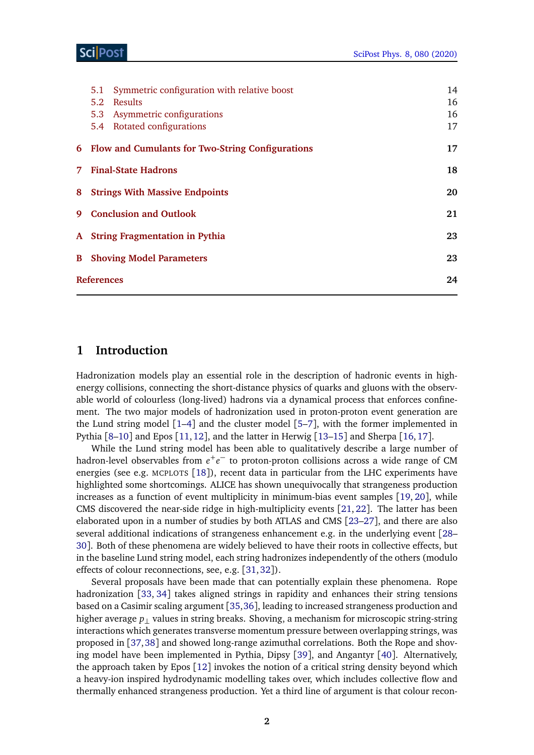5.1 Symmetric configuration with relative boost 14
5.2 Results 16
5.3 Asymmetric configurations 16
5.4 Rotated configurations 17

**6 Flow and Cumulants for Two-String Configurations 17**

**7 Final-State Hadrons 18**

**8 Strings With Massive Endpoints 20**

**9 Conclusion and Outlook 21**

**A String Fragmentation in Pythia 23**

**B Shoving Model Parameters 23**

**References 24**

## 1 Introduction

Hadronization models play an essential role in the description of hadronic events in high-energy collisions, connecting the short-distance physics of quarks and gluons with the observable world of colourless (long-lived) hadrons via a dynamical process that enforces confinement. The two major models of hadronization used in proton-proton event generation are the Lund string model [1–4] and the cluster model [5–7], with the former implemented in Pythia [8–10] and Epos [11, 12], and the latter in Herwig [13–15] and Sherpa [16, 17].

While the Lund string model has been able to qualitatively describe a large number of hadron-level observables from $e^+e^-$ to proton-proton collisions across a wide range of CM energies (see e.g. MCPLOTS [18]), recent data in particular from the LHC experiments have highlighted some shortcomings. ALICE has shown unequivocally that strangeness production increases as a function of event multiplicity in minimum-bias event samples [19, 20], while CMS discovered the near-side ridge in high-multiplicity events [21, 22]. The latter has been elaborated upon in a number of studies by both ATLAS and CMS [23–27], and there are also several additional indications of strangeness enhancement e.g. in the underlying event [28–30]. Both of these phenomena are widely believed to have their roots in collective effects, but in the baseline Lund string model, each string hadronizes independently of the others (modulo effects of colour reconnections, see, e.g. [31, 32]).

Several proposals have been made that can potentially explain these phenomena. Rope hadronization [33, 34] takes aligned strings in rapidity and enhances their string tensions based on a Casimir scaling argument [35, 36], leading to increased strangeness production and higher average $p_\perp$ values in string breaks. Shoving, a mechanism for microscopic string-string interactions which generates transverse momentum pressure between overlapping strings, was proposed in [37, 38] and showed long-range azimuthal correlations. Both the Rope and shoving model have been implemented in Pythia, Dipsy [39], and Angantyr [40]. Alternatively, the approach taken by Epos [12] invokes the notion of a critical string density beyond which a heavy-ion inspired hydrodynamic modelling takes over, which includes collective flow and thermally enhanced strangeness production. Yet a third line of argument is that colour recon-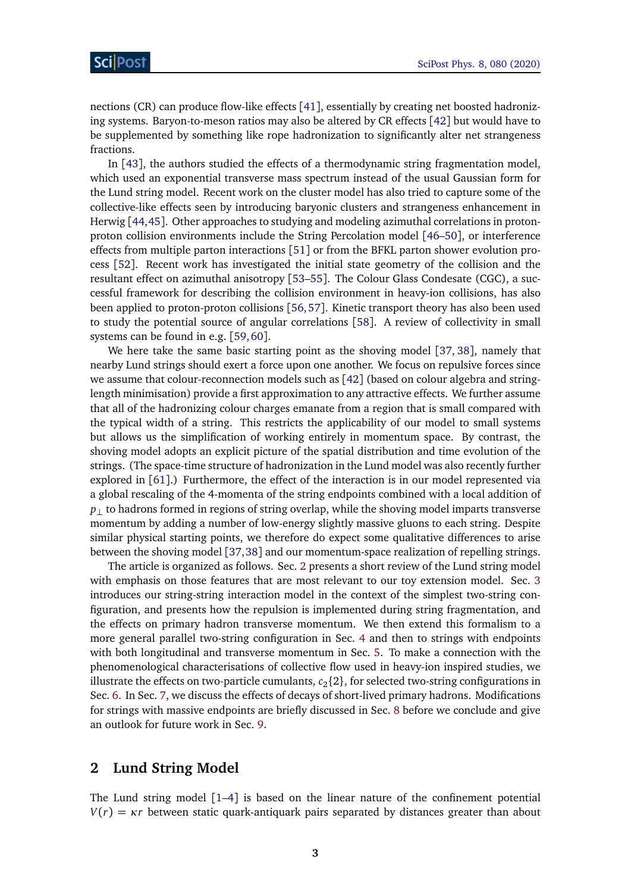nections (CR) can produce flow-like effects [41], essentially by creating net boosted hadronizing systems. Baryon-to-meson ratios may also be altered by CR effects [42] but would have to be supplemented by something like rope hadronization to significantly alter net strangeness fractions.

In [43], the authors studied the effects of a thermodynamic string fragmentation model, which used an exponential transverse mass spectrum instead of the usual Gaussian form for the Lund string model. Recent work on the cluster model has also tried to capture some of the collective-like effects seen by introducing baryonic clusters and strangeness enhancement in Herwig [44,45]. Other approaches to studying and modeling azimuthal correlations in proton-proton collision environments include the String Percolation model [46–50], or interference effects from multiple parton interactions [51] or from the BFKL parton shower evolution process [52]. Recent work has investigated the initial state geometry of the collision and the resultant effect on azimuthal anisotropy [53–55]. The Colour Glass Condesate (CGC), a successful framework for describing the collision environment in heavy-ion collisions, has also been applied to proton-proton collisions [56,57]. Kinetic transport theory has also been used to study the potential source of angular correlations [58]. A review of collectivity in small systems can be found in e.g. [59,60].

We here take the same basic starting point as the shoving model [37,38], namely that nearby Lund strings should exert a force upon one another. We focus on repulsive forces since we assume that colour-reconnection models such as [42] (based on colour algebra and string-length minimisation) provide a first approximation to any attractive effects. We further assume that all of the hadronizing colour charges emanate from a region that is small compared with the typical width of a string. This restricts the applicability of our model to small systems but allows us the simplification of working entirely in momentum space. By contrast, the shoving model adopts an explicit picture of the spatial distribution and time evolution of the strings. (The space-time structure of hadronization in the Lund model was also recently further explored in [61].) Furthermore, the effect of the interaction is in our model represented via a global rescaling of the 4-momenta of the string endpoints combined with a local addition of $p_\perp$ to hadrons formed in regions of string overlap, while the shoving model imparts transverse momentum by adding a number of low-energy slightly massive gluons to each string. Despite similar physical starting points, we therefore do expect some qualitative differences to arise between the shoving model [37,38] and our momentum-space realization of repelling strings.

The article is organized as follows. Sec. 2 presents a short review of the Lund string model with emphasis on those features that are most relevant to our toy extension model. Sec. 3 introduces our string-string interaction model in the context of the simplest two-string configuration, and presents how the repulsion is implemented during string fragmentation, and the effects on primary hadron transverse momentum. We then extend this formalism to a more general parallel two-string configuration in Sec. 4 and then to strings with endpoints with both longitudinal and transverse momentum in Sec. 5. To make a connection with the phenomenological characterisations of collective flow used in heavy-ion inspired studies, we illustrate the effects on two-particle cumulants, $c_2\{2\}$, for selected two-string configurations in Sec. 6. In Sec. 7, we discuss the effects of decays of short-lived primary hadrons. Modifications for strings with massive endpoints are briefly discussed in Sec. 8 before we conclude and give an outlook for future work in Sec. 9.

## 2 Lund String Model

The Lund string model [1–4] is based on the linear nature of the confinement potential $V(r) = \kappa r$ between static quark-antiquark pairs separated by distances greater than about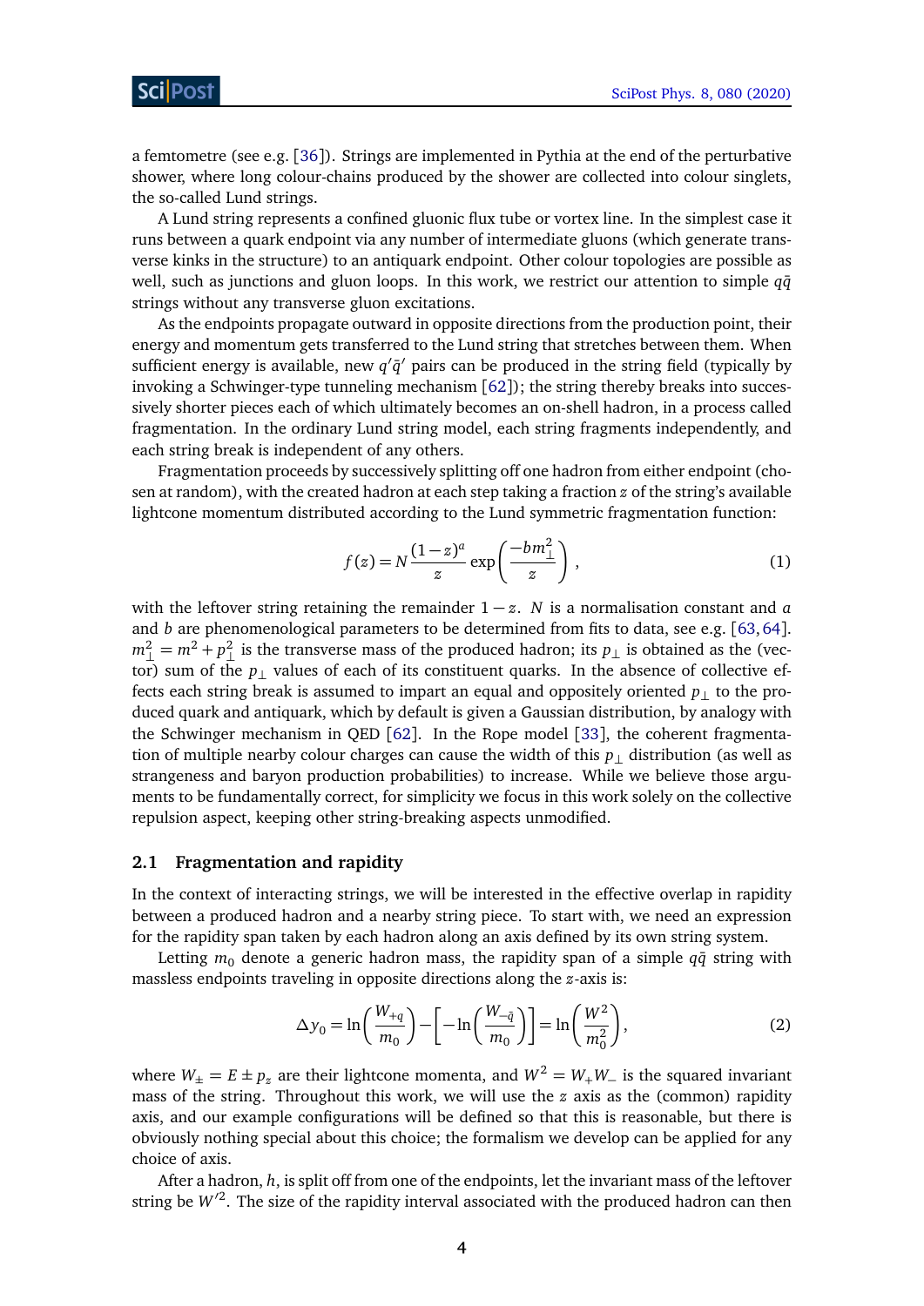a femtometre (see e.g. [36]). Strings are implemented in Pythia at the end of the perturbative shower, where long colour-chains produced by the shower are collected into colour singlets, the so-called Lund strings.

A Lund string represents a confined gluonic flux tube or vortex line. In the simplest case it runs between a quark endpoint via any number of intermediate gluons (which generate transverse kinks in the structure) to an antiquark endpoint. Other colour topologies are possible as well, such as junctions and gluon loops. In this work, we restrict our attention to simple $q\bar{q}$ strings without any transverse gluon excitations.

As the endpoints propagate outward in opposite directions from the production point, their energy and momentum gets transferred to the Lund string that stretches between them. When sufficient energy is available, new $q'\bar{q}'$ pairs can be produced in the string field (typically by invoking a Schwinger-type tunneling mechanism [62]); the string thereby breaks into successively shorter pieces each of which ultimately becomes an on-shell hadron, in a process called fragmentation. In the ordinary Lund string model, each string fragments independently, and each string break is independent of any others.

Fragmentation proceeds by successively splitting off one hadron from either endpoint (chosen at random), with the created hadron at each step taking a fraction $z$ of the string's available lightcone momentum distributed according to the Lund symmetric fragmentation function:

$$f(z) = N\frac{(1-z)^a}{z}\exp\left(\frac{-bm_\perp^2}{z}\right), \tag{1}$$

with the leftover string retaining the remainder $1-z$. $N$ is a normalisation constant and $a$ and $b$ are phenomenological parameters to be determined from fits to data, see e.g. [63, 64]. $m_\perp^2 = m^2 + p_\perp^2$ is the transverse mass of the produced hadron; its $p_\perp$ is obtained as the (vector) sum of the $p_\perp$ values of each of its constituent quarks. In the absence of collective effects each string break is assumed to impart an equal and oppositely oriented $p_\perp$ to the produced quark and antiquark, which by default is given a Gaussian distribution, by analogy with the Schwinger mechanism in QED [62]. In the Rope model [33], the coherent fragmentation of multiple nearby colour charges can cause the width of this $p_\perp$ distribution (as well as strangeness and baryon production probabilities) to increase. While we believe those arguments to be fundamentally correct, for simplicity we focus in this work solely on the collective repulsion aspect, keeping other string-breaking aspects unmodified.

### 2.1 Fragmentation and rapidity

In the context of interacting strings, we will be interested in the effective overlap in rapidity between a produced hadron and a nearby string piece. To start with, we need an expression for the rapidity span taken by each hadron along an axis defined by its own string system.

Letting $m_0$ denote a generic hadron mass, the rapidity span of a simple $q\bar{q}$ string with massless endpoints traveling in opposite directions along the $z$-axis is:

$$\Delta y_0 = \ln\left(\frac{W_{+q}}{m_0}\right) - \left[-\ln\left(\frac{W_{-\bar{q}}}{m_0}\right)\right] = \ln\left(\frac{W^2}{m_0^2}\right), \tag{2}$$

where $W_\pm = E \pm p_z$ are their lightcone momenta, and $W^2 = W_+W_-$ is the squared invariant mass of the string. Throughout this work, we will use the $z$ axis as the (common) rapidity axis, and our example configurations will be defined so that this is reasonable, but there is obviously nothing special about this choice; the formalism we develop can be applied for any choice of axis.

After a hadron, $h$, is split off from one of the endpoints, let the invariant mass of the leftover string be $W'^2$. The size of the rapidity interval associated with the produced hadron can then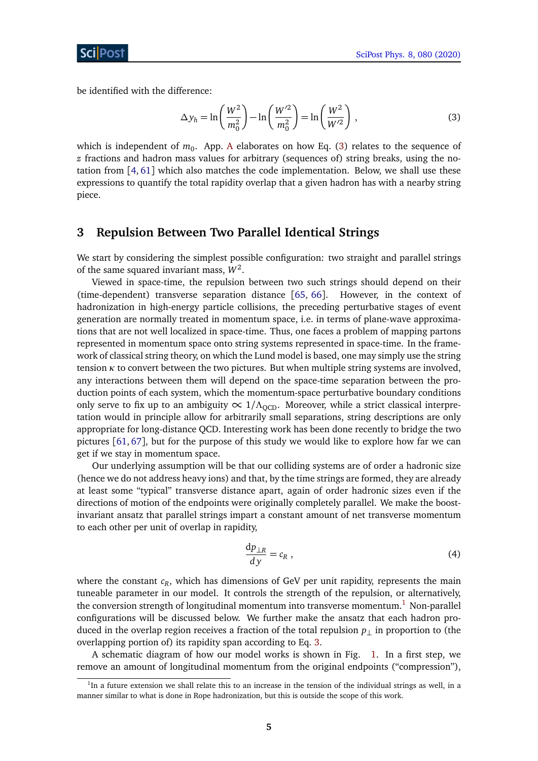be identified with the difference:

$$\Delta y_h = \ln\left(\frac{W^2}{m_0^2}\right) - \ln\left(\frac{W'^2}{m_0^2}\right) = \ln\left(\frac{W^2}{W'^2}\right) , \tag{3}$$

which is independent of $m_0$. App. A elaborates on how Eq. (3) relates to the sequence of $z$ fractions and hadron mass values for arbitrary (sequences of) string breaks, using the notation from [4, 61] which also matches the code implementation. Below, we shall use these expressions to quantify the total rapidity overlap that a given hadron has with a nearby string piece.

## 3 Repulsion Between Two Parallel Identical Strings

We start by considering the simplest possible configuration: two straight and parallel strings of the same squared invariant mass, $W^2$.

Viewed in space-time, the repulsion between two such strings should depend on their (time-dependent) transverse separation distance [65, 66]. However, in the context of hadronization in high-energy particle collisions, the preceding perturbative stages of event generation are normally treated in momentum space, i.e. in terms of plane-wave approximations that are not well localized in space-time. Thus, one faces a problem of mapping partons represented in momentum space onto string systems represented in space-time. In the framework of classical string theory, on which the Lund model is based, one may simply use the string tension $\kappa$ to convert between the two pictures. But when multiple string systems are involved, any interactions between them will depend on the space-time separation between the production points of each system, which the momentum-space perturbative boundary conditions only serve to fix up to an ambiguity $\propto 1/\Lambda_{\mathrm{QCD}}$. Moreover, while a strict classical interpretation would in principle allow for arbitrarily small separations, string descriptions are only appropriate for long-distance QCD. Interesting work has been done recently to bridge the two pictures [61, 67], but for the purpose of this study we would like to explore how far we can get if we stay in momentum space.

Our underlying assumption will be that our colliding systems are of order a hadronic size (hence we do not address heavy ions) and that, by the time strings are formed, they are already at least some "typical" transverse distance apart, again of order hadronic sizes even if the directions of motion of the endpoints were originally completely parallel. We make the boost-invariant ansatz that parallel strings impart a constant amount of net transverse momentum to each other per unit of overlap in rapidity,

$$\frac{\mathrm{d}p_{\perp R}}{dy} = c_R , \tag{4}$$

where the constant $c_R$, which has dimensions of GeV per unit rapidity, represents the main tuneable parameter in our model. It controls the strength of the repulsion, or alternatively, the conversion strength of longitudinal momentum into transverse momentum.[1] Non-parallel configurations will be discussed below. We further make the ansatz that each hadron produced in the overlap region receives a fraction of the total repulsion $p_\perp$ in proportion to (the overlapping portion of) its rapidity span according to Eq. 3.

A schematic diagram of how our model works is shown in Fig. 1. In a first step, we remove an amount of longitudinal momentum from the original endpoints ("compression"),

[1] In a future extension we shall relate this to an increase in the tension of the individual strings as well, in a manner similar to what is done in Rope hadronization, but this is outside the scope of this work.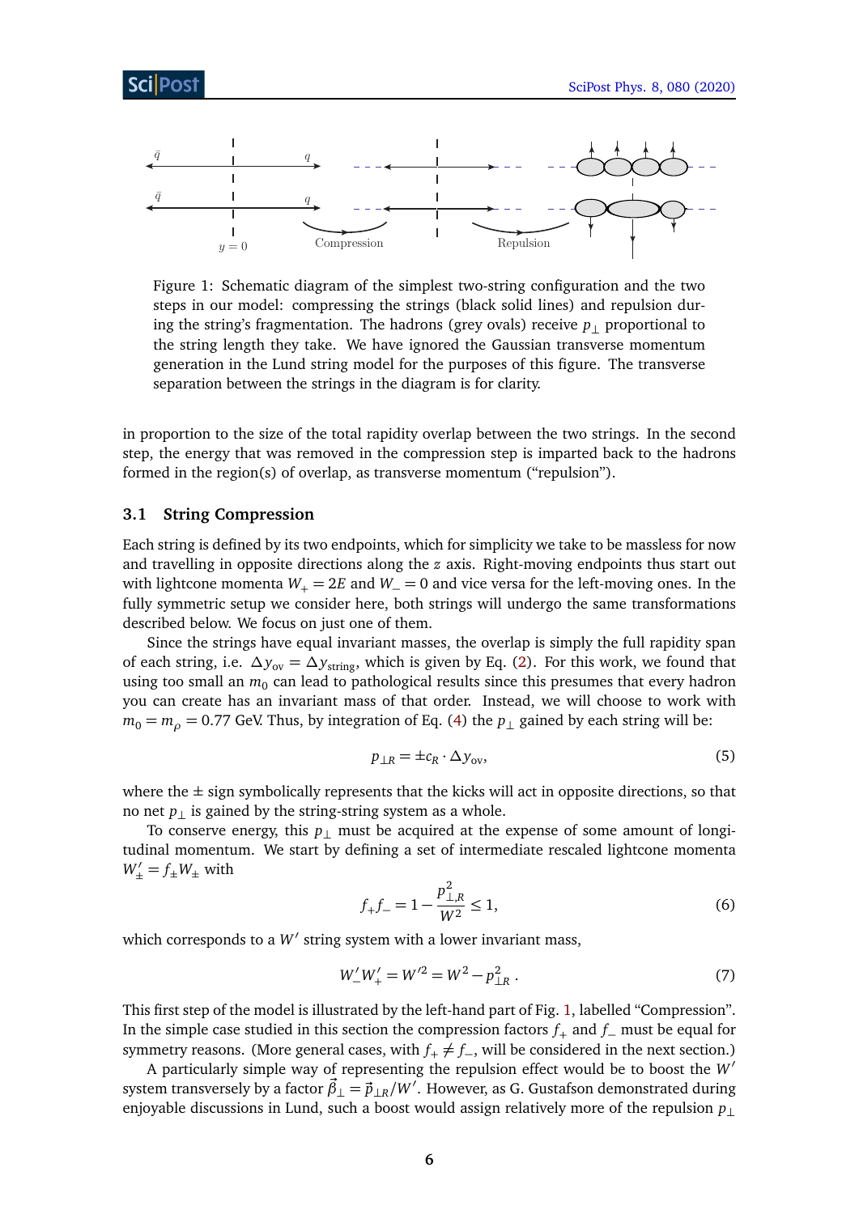Figure 1: Schematic diagram of the simplest two-string configuration and the two steps in our model: compressing the strings (black solid lines) and repulsion during the string's fragmentation. The hadrons (grey ovals) receive $p_\perp$ proportional to the string length they take. We have ignored the Gaussian transverse momentum generation in the Lund string model for the purposes of this figure. The transverse separation between the strings in the diagram is for clarity.

in proportion to the size of the total rapidity overlap between the two strings. In the second step, the energy that was removed in the compression step is imparted back to the hadrons formed in the region(s) of overlap, as transverse momentum ("repulsion").

### 3.1 String Compression

Each string is defined by its two endpoints, which for simplicity we take to be massless for now and travelling in opposite directions along the $z$ axis. Right-moving endpoints thus start out with lightcone momenta $W_+ = 2E$ and $W_- = 0$ and vice versa for the left-moving ones. In the fully symmetric setup we consider here, both strings will undergo the same transformations described below. We focus on just one of them.

Since the strings have equal invariant masses, the overlap is simply the full rapidity span of each string, i.e. $\Delta y_{\mathrm{ov}} = \Delta y_{\mathrm{string}}$, which is given by Eq. (2). For this work, we found that using too small an $m_0$ can lead to pathological results since this presumes that every hadron you can create has an invariant mass of that order. Instead, we will choose to work with $m_0 = m_\rho = 0.77$ GeV. Thus, by integration of Eq. (4) the $p_\perp$ gained by each string will be:

$$p_{\perp R} = \pm c_R \cdot \Delta y_{\mathrm{ov}}, \tag{5}$$

where the $\pm$ sign symbolically represents that the kicks will act in opposite directions, so that no net $p_\perp$ is gained by the string-string system as a whole.

To conserve energy, this $p_\perp$ must be acquired at the expense of some amount of longitudinal momentum. We start by defining a set of intermediate rescaled lightcone momenta $W'_\pm = f_\pm W_\pm$ with

$$f_+ f_- = 1 - \frac{p_{\perp,R}^2}{W^2} \leq 1, \tag{6}$$

which corresponds to a $W'$ string system with a lower invariant mass,

$$W'_- W'_+ = W'^2 = W^2 - p_{\perp R}^2 \,. \tag{7}$$

This first step of the model is illustrated by the left-hand part of Fig. 1, labelled "Compression". In the simple case studied in this section the compression factors $f_+$ and $f_-$ must be equal for symmetry reasons. (More general cases, with $f_+ \neq f_-$, will be considered in the next section.)

A particularly simple way of representing the repulsion effect would be to boost the $W'$ system transversely by a factor $\vec{\beta}_\perp = \vec{p}_{\perp R}/W'$. However, as G. Gustafson demonstrated during enjoyable discussions in Lund, such a boost would assign relatively more of the repulsion $p_\perp$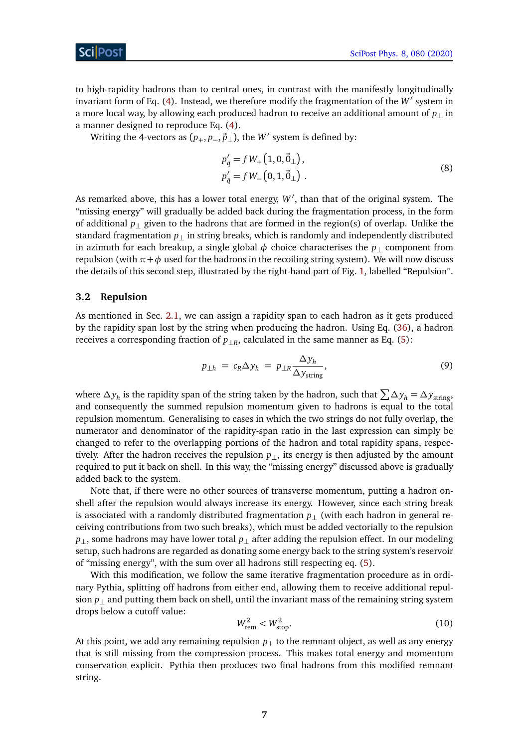to high-rapidity hadrons than to central ones, in contrast with the manifestly longitudinally invariant form of Eq. (4). Instead, we therefore modify the fragmentation of the $W'$ system in a more local way, by allowing each produced hadron to receive an additional amount of $p_\perp$ in a manner designed to reproduce Eq. (4).

Writing the 4-vectors as $(p_+, p_-, \vec{p}_\perp)$, the $W'$ system is defined by:

$$
\begin{aligned}
p'_q &= f W_+ \left(1, 0, \vec{0}_\perp\right), \\
p'_{\bar{q}} &= f W_- \left(0, 1, \vec{0}_\perp\right) .
\end{aligned}
\tag{8}
$$

As remarked above, this has a lower total energy, $W'$, than that of the original system. The "missing energy" will gradually be added back during the fragmentation process, in the form of additional $p_\perp$ given to the hadrons that are formed in the region(s) of overlap. Unlike the standard fragmentation $p_\perp$ in string breaks, which is randomly and independently distributed in azimuth for each breakup, a single global $\phi$ choice characterises the $p_\perp$ component from repulsion (with $\pi + \phi$ used for the hadrons in the recoiling string system). We will now discuss the details of this second step, illustrated by the right-hand part of Fig. 1, labelled "Repulsion".

### 3.2 Repulsion

As mentioned in Sec. 2.1, we can assign a rapidity span to each hadron as it gets produced by the rapidity span lost by the string when producing the hadron. Using Eq. (36), a hadron receives a corresponding fraction of $p_{\perp R}$, calculated in the same manner as Eq. (5):

$$
p_{\perp h} \;=\; c_R \Delta y_h \;=\; p_{\perp R} \frac{\Delta y_h}{\Delta y_{\mathrm{string}}},
\tag{9}
$$

where $\Delta y_h$ is the rapidity span of the string taken by the hadron, such that $\sum \Delta y_h = \Delta y_{\mathrm{string}}$, and consequently the summed repulsion momentum given to hadrons is equal to the total repulsion momentum. Generalising to cases in which the two strings do not fully overlap, the numerator and denominator of the rapidity-span ratio in the last expression can simply be changed to refer to the overlapping portions of the hadron and total rapidity spans, respectively. After the hadron receives the repulsion $p_\perp$, its energy is then adjusted by the amount required to put it back on shell. In this way, the "missing energy" discussed above is gradually added back to the system.

Note that, if there were no other sources of transverse momentum, putting a hadron on-shell after the repulsion would always increase its energy. However, since each string break is associated with a randomly distributed fragmentation $p_\perp$ (with each hadron in general receiving contributions from two such breaks), which must be added vectorially to the repulsion $p_\perp$, some hadrons may have lower total $p_\perp$ after adding the repulsion effect. In our modeling setup, such hadrons are regarded as donating some energy back to the string system's reservoir of "missing energy", with the sum over all hadrons still respecting eq. (5).

With this modification, we follow the same iterative fragmentation procedure as in ordinary Pythia, splitting off hadrons from either end, allowing them to receive additional repulsion $p_\perp$ and putting them back on shell, until the invariant mass of the remaining string system drops below a cutoff value:

$$
W_{\mathrm{rem}}^2 < W_{\mathrm{stop}}^2 .
\tag{10}
$$

At this point, we add any remaining repulsion $p_\perp$ to the remnant object, as well as any energy that is still missing from the compression process. This makes total energy and momentum conservation explicit. Pythia then produces two final hadrons from this modified remnant string.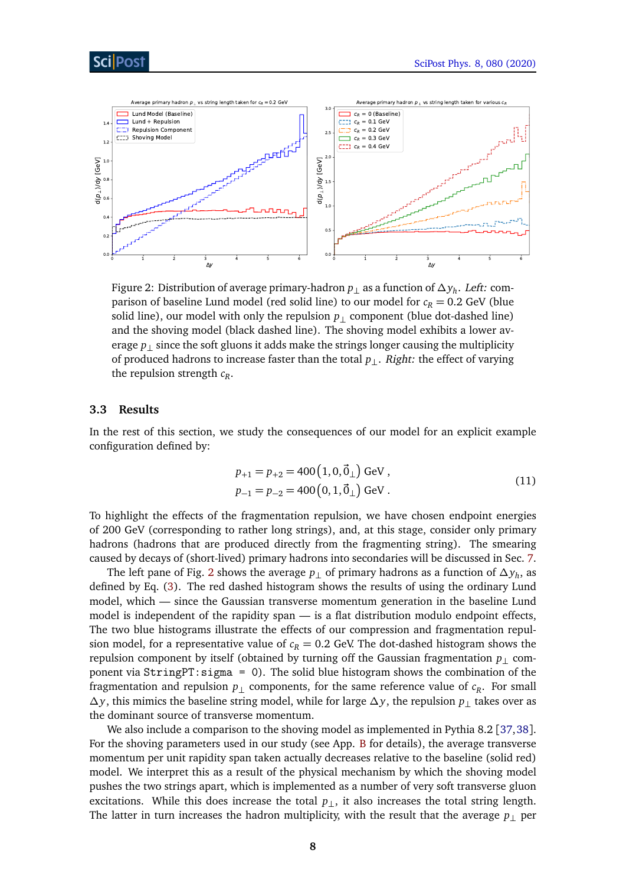Figure 2: Distribution of average primary-hadron $p_\perp$ as a function of $\Delta y_h$. *Left:* comparison of baseline Lund model (red solid line) to our model for $c_R = 0.2$ GeV (blue solid line), our model with only the repulsion $p_\perp$ component (blue dot-dashed line) and the shoving model (black dashed line). The shoving model exhibits a lower average $p_\perp$ since the soft gluons it adds make the strings longer causing the multiplicity of produced hadrons to increase faster than the total $p_\perp$. *Right:* the effect of varying the repulsion strength $c_R$.

### 3.3 Results

In the rest of this section, we study the consequences of our model for an explicit example configuration defined by:

$$p_{+1} = p_{+2} = 400\left(1, 0, \vec{0}_\perp\right) \text{ GeV} ,$$
$$p_{-1} = p_{-2} = 400\left(0, 1, \vec{0}_\perp\right) \text{ GeV} . \tag{11}$$

To highlight the effects of the fragmentation repulsion, we have chosen endpoint energies of 200 GeV (corresponding to rather long strings), and, at this stage, consider only primary hadrons (hadrons that are produced directly from the fragmenting string). The smearing caused by decays of (short-lived) primary hadrons into secondaries will be discussed in Sec. 7.

The left pane of Fig. 2 shows the average $p_\perp$ of primary hadrons as a function of $\Delta y_h$, as defined by Eq. (3). The red dashed histogram shows the results of using the ordinary Lund model, which — since the Gaussian transverse momentum generation in the baseline Lund model is independent of the rapidity span — is a flat distribution modulo endpoint effects, The two blue histograms illustrate the effects of our compression and fragmentation repulsion model, for a representative value of $c_R = 0.2$ GeV. The dot-dashed histogram shows the repulsion component by itself (obtained by turning off the Gaussian fragmentation $p_\perp$ component via StringPT:sigma = 0). The solid blue histogram shows the combination of the fragmentation and repulsion $p_\perp$ components, for the same reference value of $c_R$. For small $\Delta y$, this mimics the baseline string model, while for large $\Delta y$, the repulsion $p_\perp$ takes over as the dominant source of transverse momentum.

We also include a comparison to the shoving model as implemented in Pythia 8.2 [37, 38]. For the shoving parameters used in our study (see App. B for details), the average transverse momentum per unit rapidity span taken actually decreases relative to the baseline (solid red) model. We interpret this as a result of the physical mechanism by which the shoving model pushes the two strings apart, which is implemented as a number of very soft transverse gluon excitations. While this does increase the total $p_\perp$, it also increases the total string length. The latter in turn increases the hadron multiplicity, with the result that the average $p_\perp$ per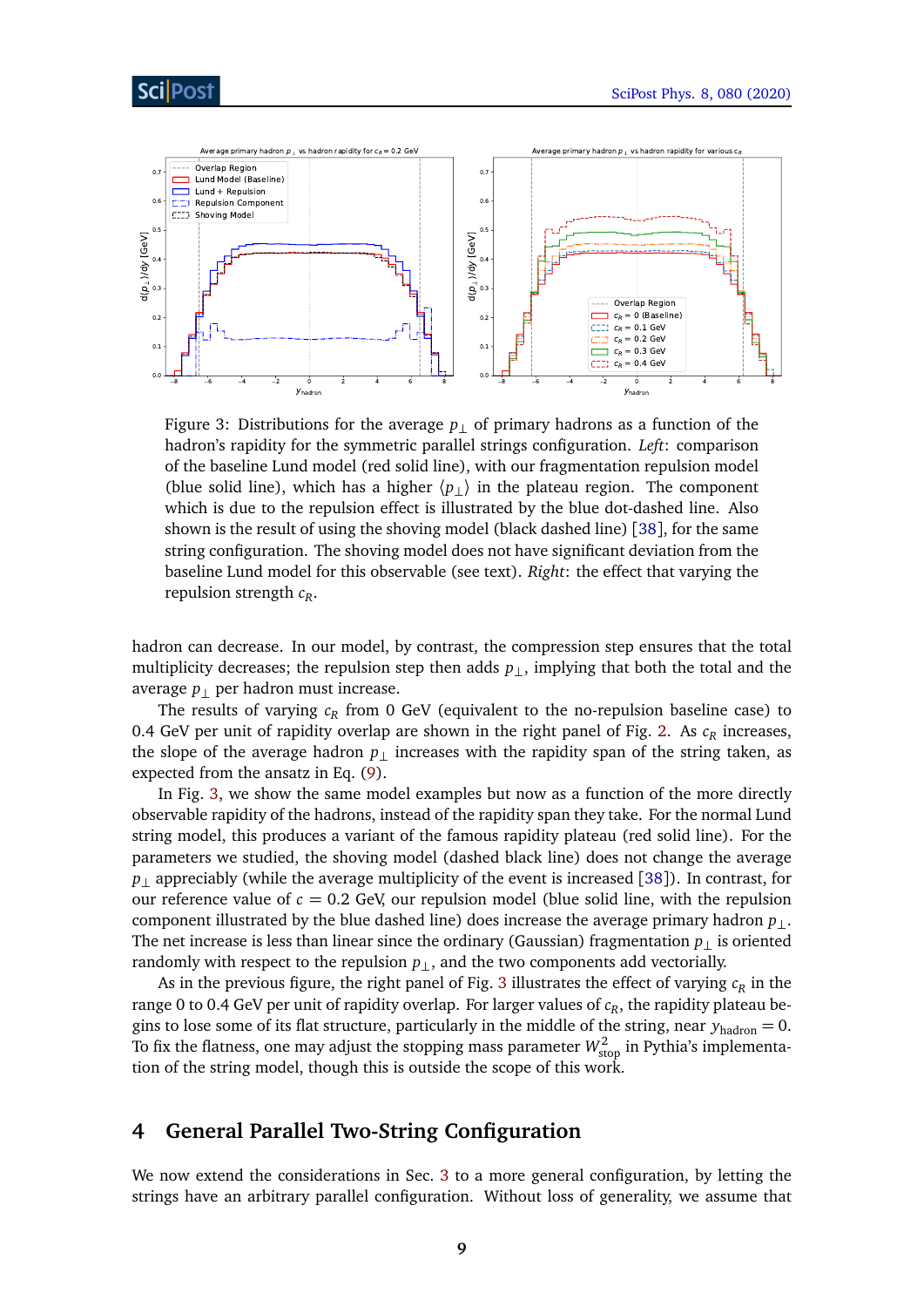Figure 3: Distributions for the average $p_\perp$ of primary hadrons as a function of the hadron's rapidity for the symmetric parallel strings configuration. *Left*: comparison of the baseline Lund model (red solid line), with our fragmentation repulsion model (blue solid line), which has a higher $\langle p_\perp \rangle$ in the plateau region. The component which is due to the repulsion effect is illustrated by the blue dot-dashed line. Also shown is the result of using the shoving model (black dashed line) [38], for the same string configuration. The shoving model does not have significant deviation from the baseline Lund model for this observable (see text). *Right*: the effect that varying the repulsion strength $c_R$.

hadron can decrease. In our model, by contrast, the compression step ensures that the total multiplicity decreases; the repulsion step then adds $p_\perp$, implying that both the total and the average $p_\perp$ per hadron must increase.

The results of varying $c_R$ from 0 GeV (equivalent to the no-repulsion baseline case) to 0.4 GeV per unit of rapidity overlap are shown in the right panel of Fig. 2. As $c_R$ increases, the slope of the average hadron $p_\perp$ increases with the rapidity span of the string taken, as expected from the ansatz in Eq. (9).

In Fig. 3, we show the same model examples but now as a function of the more directly observable rapidity of the hadrons, instead of the rapidity span they take. For the normal Lund string model, this produces a variant of the famous rapidity plateau (red solid line). For the parameters we studied, the shoving model (dashed black line) does not change the average $p_\perp$ appreciably (while the average multiplicity of the event is increased [38]). In contrast, for our reference value of $c = 0.2$ GeV, our repulsion model (blue solid line, with the repulsion component illustrated by the blue dashed line) does increase the average primary hadron $p_\perp$. The net increase is less than linear since the ordinary (Gaussian) fragmentation $p_\perp$ is oriented randomly with respect to the repulsion $p_\perp$, and the two components add vectorially.

As in the previous figure, the right panel of Fig. 3 illustrates the effect of varying $c_R$ in the range 0 to 0.4 GeV per unit of rapidity overlap. For larger values of $c_R$, the rapidity plateau begins to lose some of its flat structure, particularly in the middle of the string, near $y_{\text{hadron}} = 0$. To fix the flatness, one may adjust the stopping mass parameter $W^2_{\text{stop}}$ in Pythia's implementation of the string model, though this is outside the scope of this work.

## 4 General Parallel Two-String Configuration

We now extend the considerations in Sec. 3 to a more general configuration, by letting the strings have an arbitrary parallel configuration. Without loss of generality, we assume that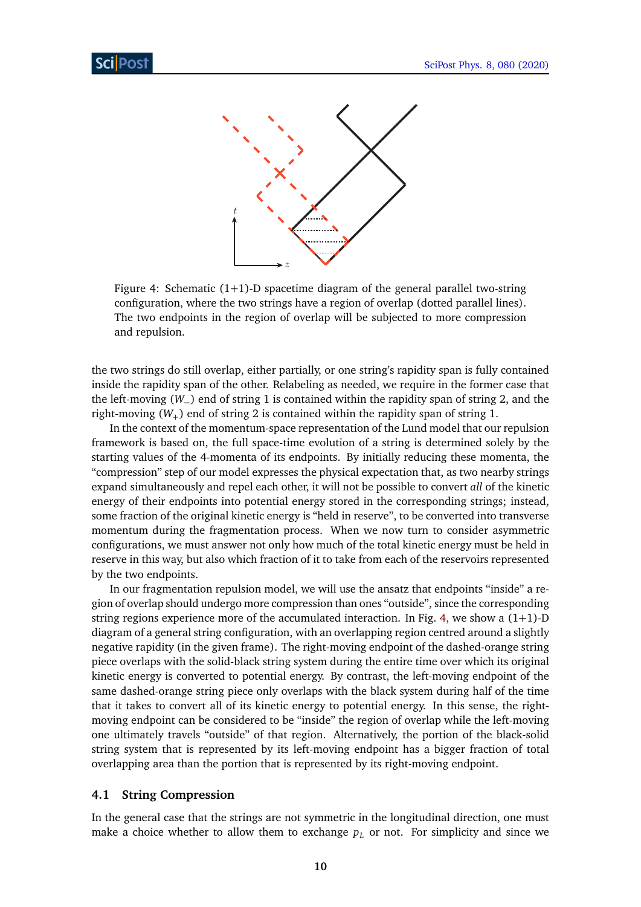Figure 4: Schematic (1+1)-D spacetime diagram of the general parallel two-string configuration, where the two strings have a region of overlap (dotted parallel lines). The two endpoints in the region of overlap will be subjected to more compression and repulsion.

the two strings do still overlap, either partially, or one string's rapidity span is fully contained inside the rapidity span of the other. Relabeling as needed, we require in the former case that the left-moving ($W_-$) end of string 1 is contained within the rapidity span of string 2, and the right-moving ($W_+$) end of string 2 is contained within the rapidity span of string 1.

In the context of the momentum-space representation of the Lund model that our repulsion framework is based on, the full space-time evolution of a string is determined solely by the starting values of the 4-momenta of its endpoints. By initially reducing these momenta, the "compression" step of our model expresses the physical expectation that, as two nearby strings expand simultaneously and repel each other, it will not be possible to convert *all* of the kinetic energy of their endpoints into potential energy stored in the corresponding strings; instead, some fraction of the original kinetic energy is "held in reserve", to be converted into transverse momentum during the fragmentation process. When we now turn to consider asymmetric configurations, we must answer not only how much of the total kinetic energy must be held in reserve in this way, but also which fraction of it to take from each of the reservoirs represented by the two endpoints.

In our fragmentation repulsion model, we will use the ansatz that endpoints "inside" a region of overlap should undergo more compression than ones "outside", since the corresponding string regions experience more of the accumulated interaction. In Fig. 4, we show a (1+1)-D diagram of a general string configuration, with an overlapping region centred around a slightly negative rapidity (in the given frame). The right-moving endpoint of the dashed-orange string piece overlaps with the solid-black string system during the entire time over which its original kinetic energy is converted to potential energy. By contrast, the left-moving endpoint of the same dashed-orange string piece only overlaps with the black system during half of the time that it takes to convert all of its kinetic energy to potential energy. In this sense, the right-moving endpoint can be considered to be "inside" the region of overlap while the left-moving one ultimately travels "outside" of that region. Alternatively, the portion of the black-solid string system that is represented by its left-moving endpoint has a bigger fraction of total overlapping area than the portion that is represented by its right-moving endpoint.

### 4.1 String Compression

In the general case that the strings are not symmetric in the longitudinal direction, one must make a choice whether to allow them to exchange $p_L$ or not. For simplicity and since we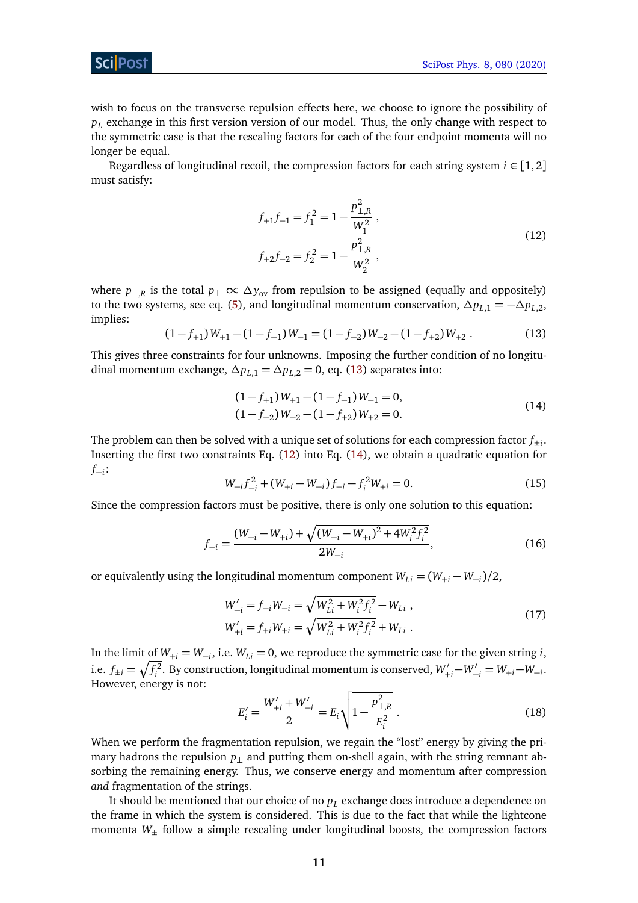wish to focus on the transverse repulsion effects here, we choose to ignore the possibility of $p_L$ exchange in this first version version of our model. Thus, the only change with respect to the symmetric case is that the rescaling factors for each of the four endpoint momenta will no longer be equal.

Regardless of longitudinal recoil, the compression factors for each string system $i \in [1, 2]$ must satisfy:

$$
\begin{aligned}
f_{+1} f_{-1} &= f_1^2 = 1 - \frac{p_{\perp,R}^2}{W_1^2} \,, \\
f_{+2} f_{-2} &= f_2^2 = 1 - \frac{p_{\perp,R}^2}{W_2^2} \,,
\end{aligned}
\tag{12}
$$

where $p_{\perp,R}$ is the total $p_\perp \propto \Delta y_{\text{ov}}$ from repulsion to be assigned (equally and oppositely) to the two systems, see eq. (5), and longitudinal momentum conservation, $\Delta p_{L,1} = -\Delta p_{L,2}$, implies:

$$
(1 - f_{+1}) W_{+1} - (1 - f_{-1}) W_{-1} = (1 - f_{-2}) W_{-2} - (1 - f_{+2}) W_{+2} \,. \tag{13}
$$

This gives three constraints for four unknowns. Imposing the further condition of no longitudinal momentum exchange, $\Delta p_{L,1} = \Delta p_{L,2} = 0$, eq. (13) separates into:

$$
\begin{aligned}
(1 - f_{+1}) W_{+1} - (1 - f_{-1}) W_{-1} &= 0, \\
(1 - f_{-2}) W_{-2} - (1 - f_{+2}) W_{+2} &= 0.
\end{aligned}
\tag{14}
$$

The problem can then be solved with a unique set of solutions for each compression factor $f_{\pm i}$. Inserting the first two constraints Eq. (12) into Eq. (14), we obtain a quadratic equation for $f_{-i}$:

$$
W_{-i} f_{-i}^2 + (W_{+i} - W_{-i}) f_{-i} - f_i^2 W_{+i} = 0. \tag{15}
$$

Since the compression factors must be positive, there is only one solution to this equation:

$$
f_{-i} = \frac{(W_{-i} - W_{+i}) + \sqrt{(W_{-i} - W_{+i})^2 + 4 W_i^2 f_i^2}}{2 W_{-i}}, \tag{16}
$$

or equivalently using the longitudinal momentum component $W_{Li} = (W_{+i} - W_{-i})/2$,

$$
\begin{aligned}
W'_{-i} &= f_{-i} W_{-i} = \sqrt{W_{Li}^2 + W_i^2 f_i^2} - W_{Li} \,, \\
W'_{+i} &= f_{+i} W_{+i} = \sqrt{W_{Li}^2 + W_i^2 f_i^2} + W_{Li} \,.
\end{aligned}
\tag{17}
$$

In the limit of $W_{+i} = W_{-i}$, i.e. $W_{Li} = 0$, we reproduce the symmetric case for the given string $i$, i.e. $f_{\pm i} = \sqrt{f_i^2}$. By construction, longitudinal momentum is conserved, $W'_{+i} - W'_{-i} = W_{+i} - W_{-i}$. However, energy is not:

$$
E'_i = \frac{W'_{+i} + W'_{-i}}{2} = E_i \sqrt{1 - \frac{p_{\perp,R}^2}{E_i^2}} \,. \tag{18}
$$

When we perform the fragmentation repulsion, we regain the "lost" energy by giving the primary hadrons the repulsion $p_\perp$ and putting them on-shell again, with the string remnant absorbing the remaining energy. Thus, we conserve energy and momentum after compression *and* fragmentation of the strings.

It should be mentioned that our choice of no $p_L$ exchange does introduce a dependence on the frame in which the system is considered. This is due to the fact that while the lightcone momenta $W_\pm$ follow a simple rescaling under longitudinal boosts, the compression factors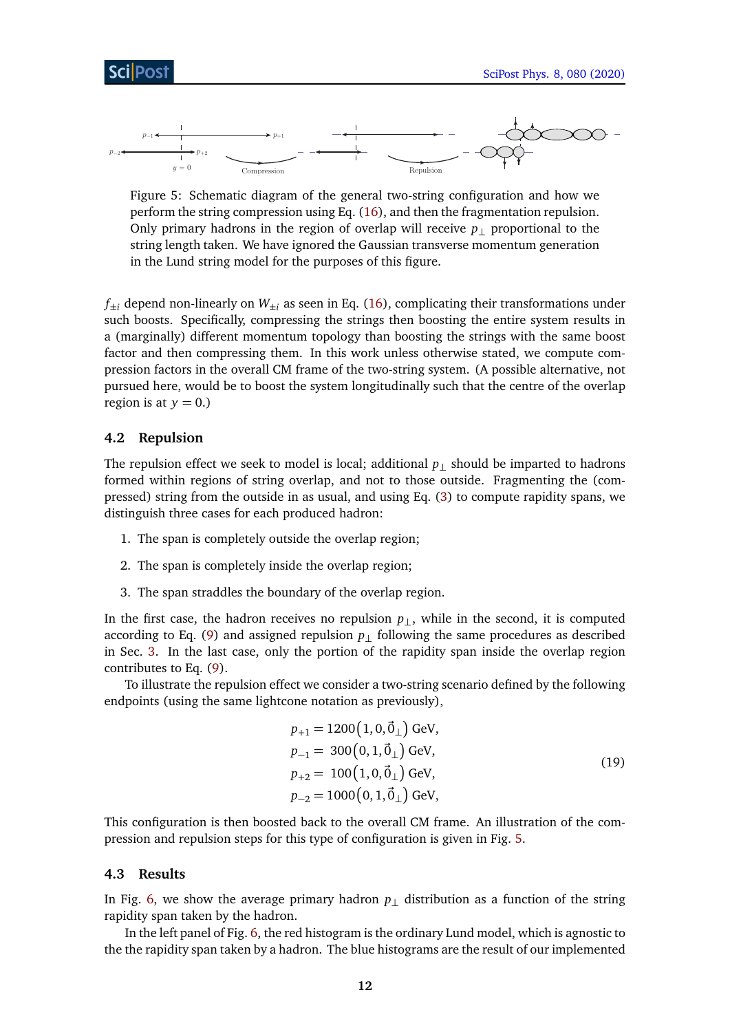Figure 5: Schematic diagram of the general two-string configuration and how we perform the string compression using Eq. (16), and then the fragmentation repulsion. Only primary hadrons in the region of overlap will receive $p_\perp$ proportional to the string length taken. We have ignored the Gaussian transverse momentum generation in the Lund string model for the purposes of this figure.

$f_{\pm i}$ depend non-linearly on $W_{\pm i}$ as seen in Eq. (16), complicating their transformations under such boosts. Specifically, compressing the strings then boosting the entire system results in a (marginally) different momentum topology than boosting the strings with the same boost factor and then compressing them. In this work unless otherwise stated, we compute compression factors in the overall CM frame of the two-string system. (A possible alternative, not pursued here, would be to boost the system longitudinally such that the centre of the overlap region is at $y = 0$.)

## 4.2 Repulsion

The repulsion effect we seek to model is local; additional $p_\perp$ should be imparted to hadrons formed within regions of string overlap, and not to those outside. Fragmenting the (compressed) string from the outside in as usual, and using Eq. (3) to compute rapidity spans, we distinguish three cases for each produced hadron:

1. The span is completely outside the overlap region;
2. The span is completely inside the overlap region;
3. The span straddles the boundary of the overlap region.

In the first case, the hadron receives no repulsion $p_\perp$, while in the second, it is computed according to Eq. (9) and assigned repulsion $p_\perp$ following the same procedures as described in Sec. 3. In the last case, only the portion of the rapidity span inside the overlap region contributes to Eq. (9).

To illustrate the repulsion effect we consider a two-string scenario defined by the following endpoints (using the same lightcone notation as previously),

$$
\begin{aligned}
p_{+1} &= 1200\left(1, 0, \vec{0}_\perp\right)\ \text{GeV}, \\
p_{-1} &= 300\left(0, 1, \vec{0}_\perp\right)\ \text{GeV}, \\
p_{+2} &= 100\left(1, 0, \vec{0}_\perp\right)\ \text{GeV}, \\
p_{-2} &= 1000\left(0, 1, \vec{0}_\perp\right)\ \text{GeV},
\end{aligned}
\tag{19}
$$

This configuration is then boosted back to the overall CM frame. An illustration of the compression and repulsion steps for this type of configuration is given in Fig. 5.

## 4.3 Results

In Fig. 6, we show the average primary hadron $p_\perp$ distribution as a function of the string rapidity span taken by the hadron.

In the left panel of Fig. 6, the red histogram is the ordinary Lund model, which is agnostic to the the rapidity span taken by a hadron. The blue histograms are the result of our implemented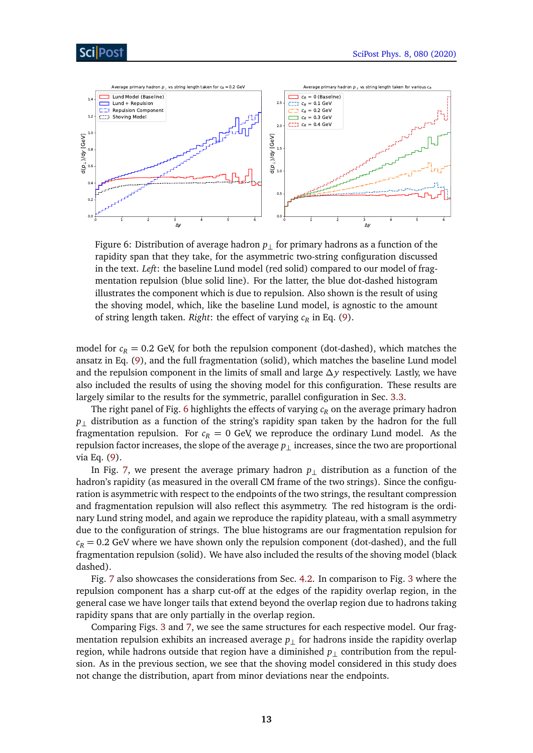Figure 6: Distribution of average hadron $p_\perp$ for primary hadrons as a function of the rapidity span that they take, for the asymmetric two-string configuration discussed in the text. *Left*: the baseline Lund model (red solid) compared to our model of fragmentation repulsion (blue solid line). For the latter, the blue dot-dashed histogram illustrates the component which is due to repulsion. Also shown is the result of using the shoving model, which, like the baseline Lund model, is agnostic to the amount of string length taken. *Right*: the effect of varying $c_R$ in Eq. (9).

model for $c_R = 0.2$ GeV, for both the repulsion component (dot-dashed), which matches the ansatz in Eq. (9), and the full fragmentation (solid), which matches the baseline Lund model and the repulsion component in the limits of small and large $\Delta y$ respectively. Lastly, we have also included the results of using the shoving model for this configuration. These results are largely similar to the results for the symmetric, parallel configuration in Sec. 3.3.

The right panel of Fig. 6 highlights the effects of varying $c_R$ on the average primary hadron $p_\perp$ distribution as a function of the string's rapidity span taken by the hadron for the full fragmentation repulsion. For $c_R = 0$ GeV, we reproduce the ordinary Lund model. As the repulsion factor increases, the slope of the average $p_\perp$ increases, since the two are proportional via Eq. (9).

In Fig. 7, we present the average primary hadron $p_\perp$ distribution as a function of the hadron's rapidity (as measured in the overall CM frame of the two strings). Since the configuration is asymmetric with respect to the endpoints of the two strings, the resultant compression and fragmentation repulsion will also reflect this asymmetry. The red histogram is the ordinary Lund string model, and again we reproduce the rapidity plateau, with a small asymmetry due to the configuration of strings. The blue histograms are our fragmentation repulsion for $c_R = 0.2$ GeV where we have shown only the repulsion component (dot-dashed), and the full fragmentation repulsion (solid). We have also included the results of the shoving model (black dashed).

Fig. 7 also showcases the considerations from Sec. 4.2. In comparison to Fig. 3 where the repulsion component has a sharp cut-off at the edges of the rapidity overlap region, in the general case we have longer tails that extend beyond the overlap region due to hadrons taking rapidity spans that are only partially in the overlap region.

Comparing Figs. 3 and 7, we see the same structures for each respective model. Our fragmentation repulsion exhibits an increased average $p_\perp$ for hadrons inside the rapidity overlap region, while hadrons outside that region have a diminished $p_\perp$ contribution from the repulsion. As in the previous section, we see that the shoving model considered in this study does not change the distribution, apart from minor deviations near the endpoints.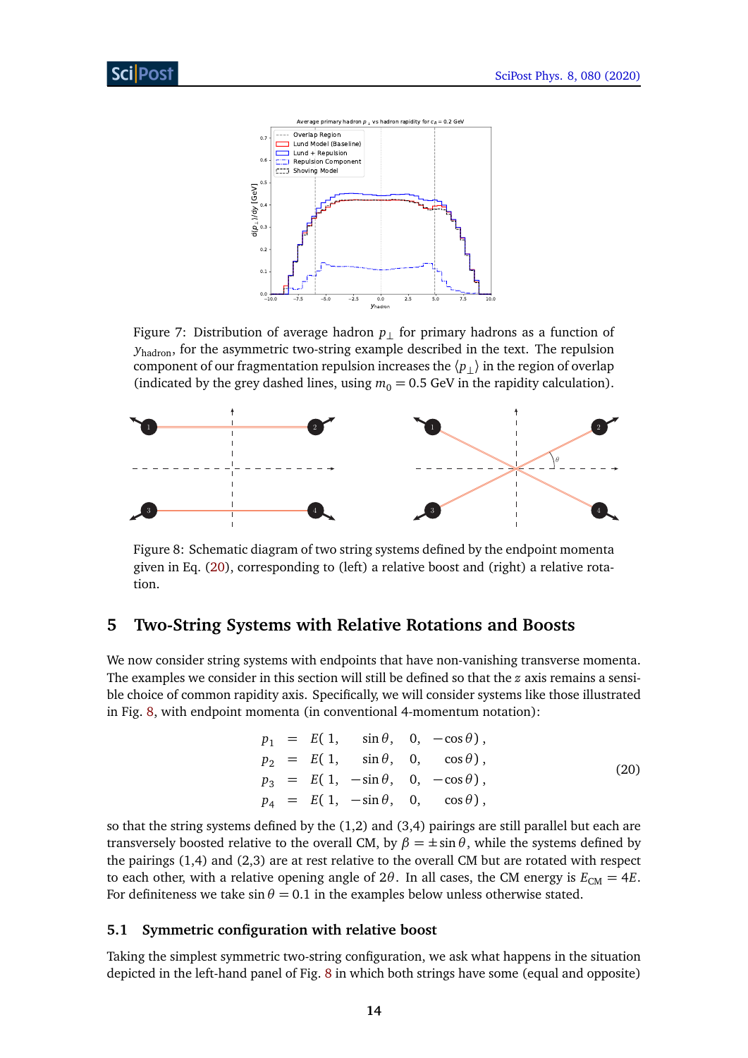Figure 7: Distribution of average hadron $p_\perp$ for primary hadrons as a function of $y_{\text{hadron}}$, for the asymmetric two-string example described in the text. The repulsion component of our fragmentation repulsion increases the $\langle p_\perp \rangle$ in the region of overlap (indicated by the grey dashed lines, using $m_0 = 0.5$ GeV in the rapidity calculation).

Figure 8: Schematic diagram of two string systems defined by the endpoint momenta given in Eq. (20), corresponding to (left) a relative boost and (right) a relative rotation.

## 5 Two-String Systems with Relative Rotations and Boosts

We now consider string systems with endpoints that have non-vanishing transverse momenta. The examples we consider in this section will still be defined so that the $z$ axis remains a sensible choice of common rapidity axis. Specifically, we will consider systems like those illustrated in Fig. 8, with endpoint momenta (in conventional 4-momentum notation):

$$
\begin{aligned}
p_1 &= E(\,1, \quad \sin\theta, \quad 0, \quad -\cos\theta)\,, \\
p_2 &= E(\,1, \quad \sin\theta, \quad 0, \quad \cos\theta)\,, \\
p_3 &= E(\,1, \quad -\sin\theta, \quad 0, \quad -\cos\theta)\,, \\
p_4 &= E(\,1, \quad -\sin\theta, \quad 0, \quad \cos\theta)\,,
\end{aligned}
\tag{20}
$$

so that the string systems defined by the (1,2) and (3,4) pairings are still parallel but each are transversely boosted relative to the overall CM, by $\beta = \pm \sin\theta$, while the systems defined by the pairings (1,4) and (2,3) are at rest relative to the overall CM but are rotated with respect to each other, with a relative opening angle of $2\theta$. In all cases, the CM energy is $E_{\text{CM}} = 4E$. For definiteness we take $\sin\theta = 0.1$ in the examples below unless otherwise stated.

### 5.1 Symmetric configuration with relative boost

Taking the simplest symmetric two-string configuration, we ask what happens in the situation depicted in the left-hand panel of Fig. 8 in which both strings have some (equal and opposite)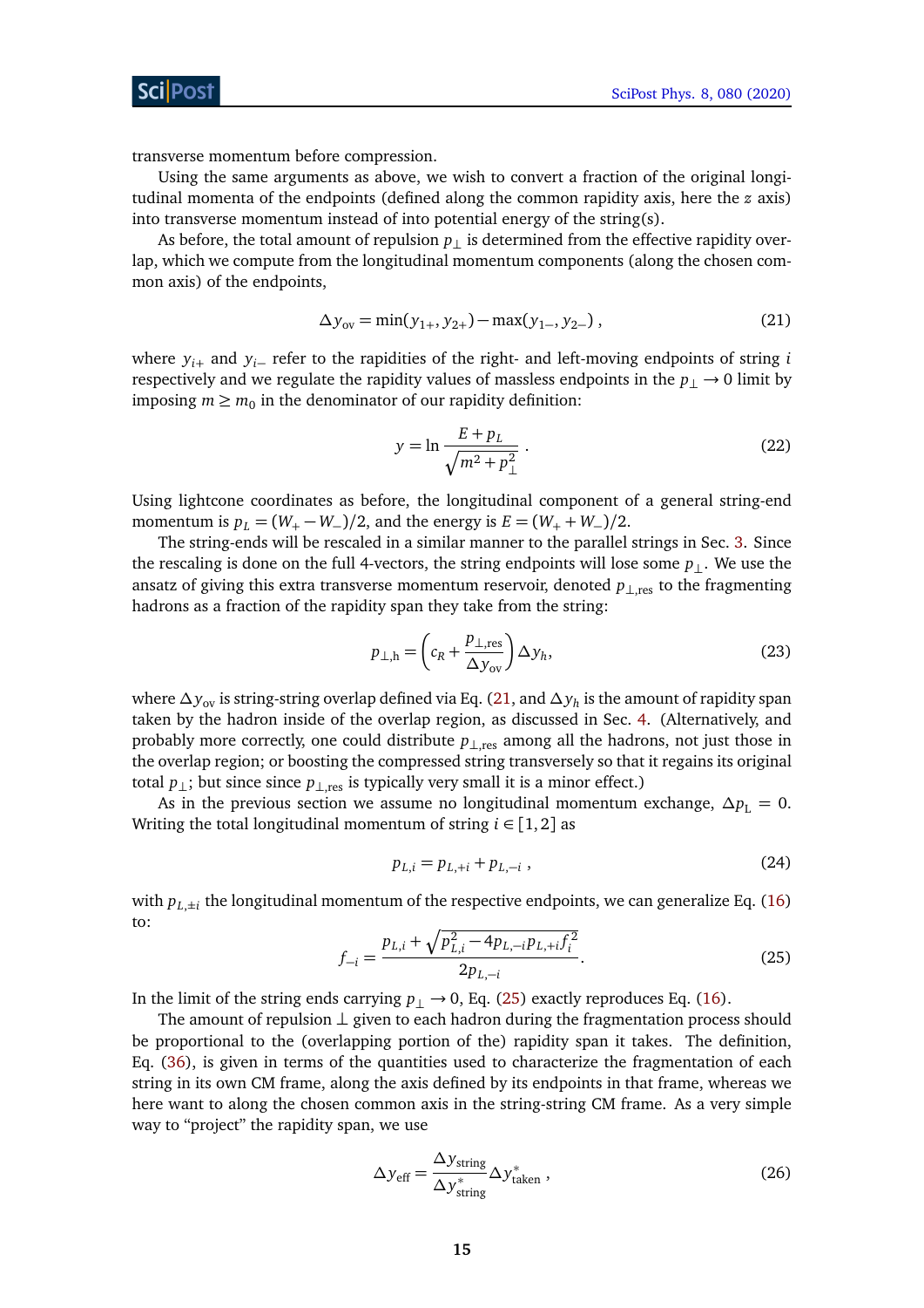transverse momentum before compression.

Using the same arguments as above, we wish to convert a fraction of the original longitudinal momenta of the endpoints (defined along the common rapidity axis, here the $z$ axis) into transverse momentum instead of into potential energy of the string(s).

As before, the total amount of repulsion $p_\perp$ is determined from the effective rapidity overlap, which we compute from the longitudinal momentum components (along the chosen common axis) of the endpoints,

$$\Delta y_{\text{ov}} = \min(y_{1+}, y_{2+}) - \max(y_{1-}, y_{2-}) \ , \tag{21}$$

where $y_{i+}$ and $y_{i-}$ refer to the rapidities of the right- and left-moving endpoints of string $i$ respectively and we regulate the rapidity values of massless endpoints in the $p_\perp \to 0$ limit by imposing $m \geq m_0$ in the denominator of our rapidity definition:

$$y = \ln \frac{E + p_L}{\sqrt{m^2 + p_\perp^2}} \ . \tag{22}$$

Using lightcone coordinates as before, the longitudinal component of a general string-end momentum is $p_L = (W_+ - W_-)/2$, and the energy is $E = (W_+ + W_-)/2$.

The string-ends will be rescaled in a similar manner to the parallel strings in Sec. 3. Since the rescaling is done on the full 4-vectors, the string endpoints will lose some $p_\perp$. We use the ansatz of giving this extra transverse momentum reservoir, denoted $p_{\perp,\text{res}}$ to the fragmenting hadrons as a fraction of the rapidity span they take from the string:

$$p_{\perp,\text{h}} = \left( c_R + \frac{p_{\perp,\text{res}}}{\Delta y_{\text{ov}}} \right) \Delta y_h, \tag{23}$$

where $\Delta y_{\text{ov}}$ is string-string overlap defined via Eq. (21, and $\Delta y_h$ is the amount of rapidity span taken by the hadron inside of the overlap region, as discussed in Sec. 4. (Alternatively, and probably more correctly, one could distribute $p_{\perp,\text{res}}$ among all the hadrons, not just those in the overlap region; or boosting the compressed string transversely so that it regains its original total $p_\perp$; but since since $p_{\perp,\text{res}}$ is typically very small it is a minor effect.)

As in the previous section we assume no longitudinal momentum exchange, $\Delta p_{\text{L}} = 0$. Writing the total longitudinal momentum of string $i \in [1,2]$ as

$$p_{L,i} = p_{L,+i} + p_{L,-i} \ , \tag{24}$$

with $p_{L,\pm i}$ the longitudinal momentum of the respective endpoints, we can generalize Eq. (16) to:

$$f_{-i} = \frac{p_{L,i} + \sqrt{p_{L,i}^2 - 4 p_{L,-i} p_{L,+i} f_i^2}}{2 p_{L,-i}}. \tag{25}$$

In the limit of the string ends carrying $p_\perp \to 0$, Eq. (25) exactly reproduces Eq. (16).

The amount of repulsion $\perp$ given to each hadron during the fragmentation process should be proportional to the (overlapping portion of the) rapidity span it takes. The definition, Eq. (36), is given in terms of the quantities used to characterize the fragmentation of each string in its own CM frame, along the axis defined by its endpoints in that frame, whereas we here want to along the chosen common axis in the string-string CM frame. As a very simple way to "project" the rapidity span, we use

$$\Delta y_{\text{eff}} = \frac{\Delta y_{\text{string}}}{\Delta y^*_{\text{string}}} \Delta y^*_{\text{taken}} \ , \tag{26}$$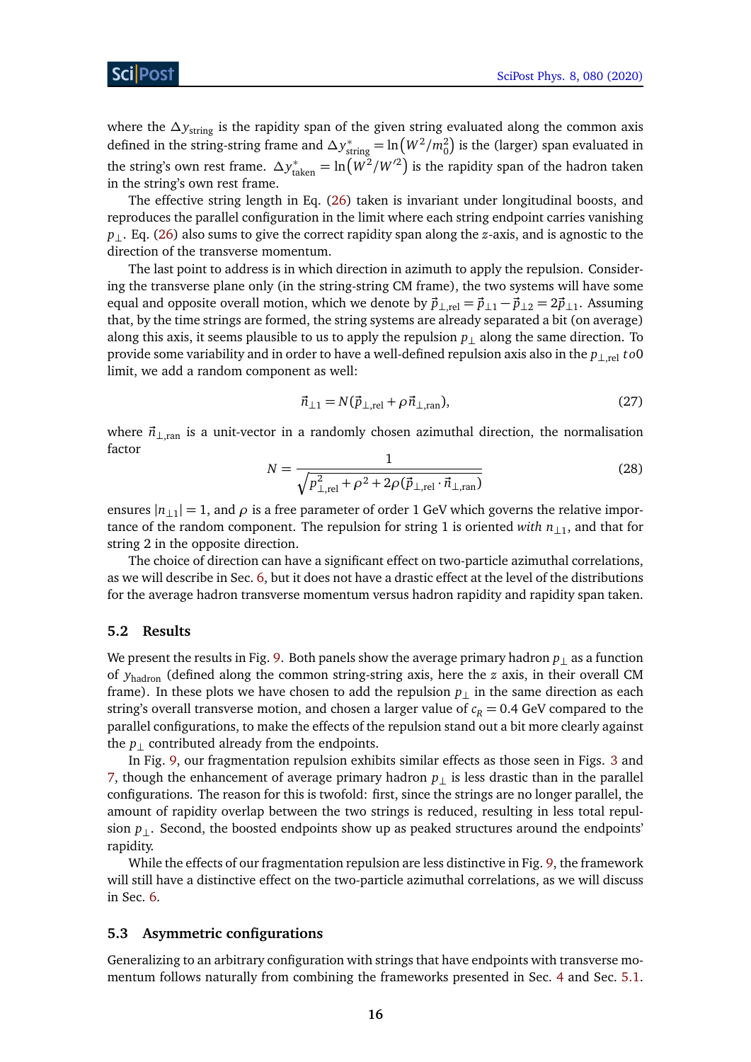where the $\Delta y_{\text{string}}$ is the rapidity span of the given string evaluated along the common axis defined in the string-string frame and $\Delta y^*_{\text{string}} = \ln\left(W^2/m_0^2\right)$ is the (larger) span evaluated in the string's own rest frame. $\Delta y^*_{\text{taken}} = \ln\left(W^2/W'^2\right)$ is the rapidity span of the hadron taken in the string's own rest frame.

The effective string length in Eq. (26) taken is invariant under longitudinal boosts, and reproduces the parallel configuration in the limit where each string endpoint carries vanishing $p_\perp$. Eq. (26) also sums to give the correct rapidity span along the $z$-axis, and is agnostic to the direction of the transverse momentum.

The last point to address is in which direction in azimuth to apply the repulsion. Considering the transverse plane only (in the string-string CM frame), the two systems will have some equal and opposite overall motion, which we denote by $\vec{p}_{\perp,\text{rel}} = \vec{p}_{\perp 1} - \vec{p}_{\perp 2} = 2\vec{p}_{\perp 1}$. Assuming that, by the time strings are formed, the string systems are already separated a bit (on average) along this axis, it seems plausible to us to apply the repulsion $p_\perp$ along the same direction. To provide some variability and in order to have a well-defined repulsion axis also in the $p_{\perp,\text{rel}}\, to 0$ limit, we add a random component as well:

$$\vec{n}_{\perp 1} = N(\vec{p}_{\perp,\text{rel}} + \rho \vec{n}_{\perp,\text{ran}}), \tag{27}$$

where $\vec{n}_{\perp,\text{ran}}$ is a unit-vector in a randomly chosen azimuthal direction, the normalisation factor

$$N = \frac{1}{\sqrt{p^2_{\perp,\text{rel}} + \rho^2 + 2\rho(\vec{p}_{\perp,\text{rel}} \cdot \vec{n}_{\perp,\text{ran}})}} \tag{28}$$

ensures $|n_{\perp 1}| = 1$, and $\rho$ is a free parameter of order 1 GeV which governs the relative importance of the random component. The repulsion for string 1 is oriented *with* $n_{\perp 1}$, and that for string 2 in the opposite direction.

The choice of direction can have a significant effect on two-particle azimuthal correlations, as we will describe in Sec. 6, but it does not have a drastic effect at the level of the distributions for the average hadron transverse momentum versus hadron rapidity and rapidity span taken.

### 5.2 Results

We present the results in Fig. 9. Both panels show the average primary hadron $p_\perp$ as a function of $y_{\text{hadron}}$ (defined along the common string-string axis, here the $z$ axis, in their overall CM frame). In these plots we have chosen to add the repulsion $p_\perp$ in the same direction as each string's overall transverse motion, and chosen a larger value of $c_R = 0.4$ GeV compared to the parallel configurations, to make the effects of the repulsion stand out a bit more clearly against the $p_\perp$ contributed already from the endpoints.

In Fig. 9, our fragmentation repulsion exhibits similar effects as those seen in Figs. 3 and 7, though the enhancement of average primary hadron $p_\perp$ is less drastic than in the parallel configurations. The reason for this is twofold: first, since the strings are no longer parallel, the amount of rapidity overlap between the two strings is reduced, resulting in less total repulsion $p_\perp$. Second, the boosted endpoints show up as peaked structures around the endpoints' rapidity.

While the effects of our fragmentation repulsion are less distinctive in Fig. 9, the framework will still have a distinctive effect on the two-particle azimuthal correlations, as we will discuss in Sec. 6.

### 5.3 Asymmetric configurations

Generalizing to an arbitrary configuration with strings that have endpoints with transverse momentum follows naturally from combining the frameworks presented in Sec. 4 and Sec. 5.1.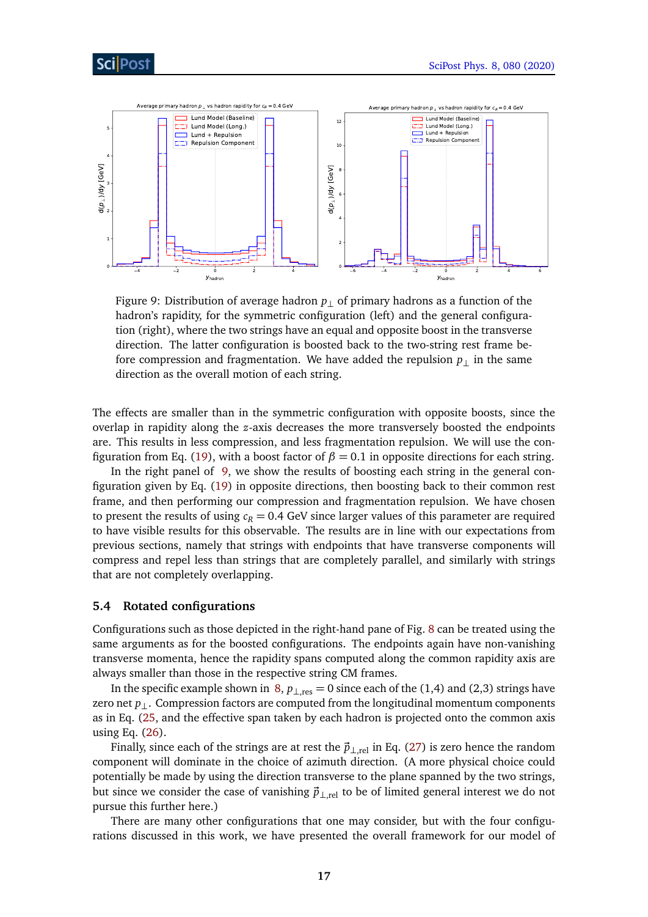Figure 9: Distribution of average hadron $p_\perp$ of primary hadrons as a function of the hadron's rapidity, for the symmetric configuration (left) and the general configuration (right), where the two strings have an equal and opposite boost in the transverse direction. The latter configuration is boosted back to the two-string rest frame before compression and fragmentation. We have added the repulsion $p_\perp$ in the same direction as the overall motion of each string.

The effects are smaller than in the symmetric configuration with opposite boosts, since the overlap in rapidity along the $z$-axis decreases the more transversely boosted the endpoints are. This results in less compression, and less fragmentation repulsion. We will use the configuration from Eq. (19), with a boost factor of $\beta = 0.1$ in opposite directions for each string.

In the right panel of 9, we show the results of boosting each string in the general configuration given by Eq. (19) in opposite directions, then boosting back to their common rest frame, and then performing our compression and fragmentation repulsion. We have chosen to present the results of using $c_R = 0.4$ GeV since larger values of this parameter are required to have visible results for this observable. The results are in line with our expectations from previous sections, namely that strings with endpoints that have transverse components will compress and repel less than strings that are completely parallel, and similarly with strings that are not completely overlapping.

### 5.4 Rotated configurations

Configurations such as those depicted in the right-hand pane of Fig. 8 can be treated using the same arguments as for the boosted configurations. The endpoints again have non-vanishing transverse momenta, hence the rapidity spans computed along the common rapidity axis are always smaller than those in the respective string CM frames.

In the specific example shown in 8, $p_{\perp,\mathrm{res}} = 0$ since each of the (1,4) and (2,3) strings have zero net $p_\perp$. Compression factors are computed from the longitudinal momentum components as in Eq. (25, and the effective span taken by each hadron is projected onto the common axis using Eq. (26).

Finally, since each of the strings are at rest the $\vec{p}_{\perp,\mathrm{rel}}$ in Eq. (27) is zero hence the random component will dominate in the choice of azimuth direction. (A more physical choice could potentially be made by using the direction transverse to the plane spanned by the two strings, but since we consider the case of vanishing $\vec{p}_{\perp,\mathrm{rel}}$ to be of limited general interest we do not pursue this further here.)

There are many other configurations that one may consider, but with the four configurations discussed in this work, we have presented the overall framework for our model of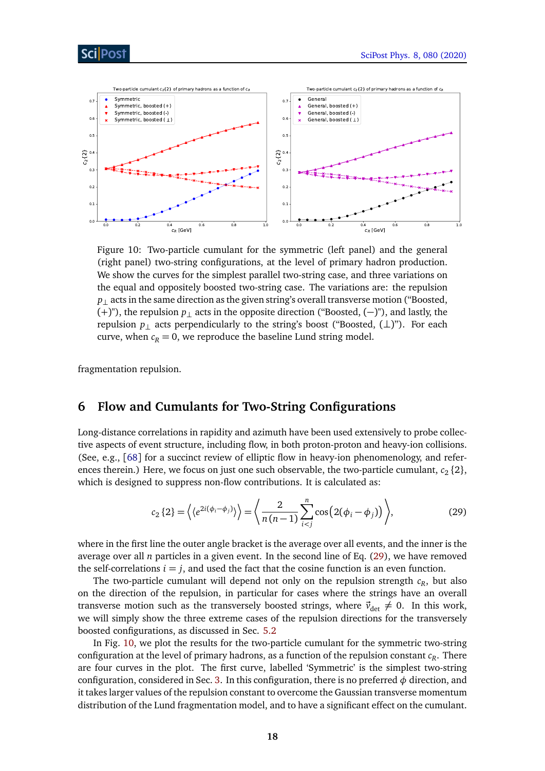Figure 10: Two-particle cumulant for the symmetric (left panel) and the general (right panel) two-string configurations, at the level of primary hadron production. We show the curves for the simplest parallel two-string case, and three variations on the equal and oppositely boosted two-string case. The variations are: the repulsion $p_\perp$ acts in the same direction as the given string's overall transverse motion ("Boosted, (+)"), the repulsion $p_\perp$ acts in the opposite direction ("Boosted, (−)"), and lastly, the repulsion $p_\perp$ acts perpendicularly to the string's boost ("Boosted, (⊥)"). For each curve, when $c_R = 0$, we reproduce the baseline Lund string model.

fragmentation repulsion.

# 6 Flow and Cumulants for Two-String Configurations

Long-distance correlations in rapidity and azimuth have been used extensively to probe collective aspects of event structure, including flow, in both proton-proton and heavy-ion collisions. (See, e.g., [68] for a succinct review of elliptic flow in heavy-ion phenomenology, and references therein.) Here, we focus on just one such observable, the two-particle cumulant, $c_2\{2\}$, which is designed to suppress non-flow contributions. It is calculated as:

$$c_2\{2\} = \left\langle \langle e^{2i(\phi_i - \phi_j)} \rangle \right\rangle = \left\langle \frac{2}{n(n-1)} \sum_{i<j}^{n} \cos\left(2(\phi_i - \phi_j)\right) \right\rangle, \tag{29}$$

where in the first line the outer angle bracket is the average over all events, and the inner is the average over all $n$ particles in a given event. In the second line of Eq. (29), we have removed the self-correlations $i = j$, and used the fact that the cosine function is an even function.

The two-particle cumulant will depend not only on the repulsion strength $c_R$, but also on the direction of the repulsion, in particular for cases where the strings have an overall transverse motion such as the transversely boosted strings, where $\vec{v}_{\text{det}} \neq 0$. In this work, we will simply show the three extreme cases of the repulsion directions for the transversely boosted configurations, as discussed in Sec. 5.2

In Fig. 10, we plot the results for the two-particle cumulant for the symmetric two-string configuration at the level of primary hadrons, as a function of the repulsion constant $c_R$. There are four curves in the plot. The first curve, labelled 'Symmetric' is the simplest two-string configuration, considered in Sec. 3. In this configuration, there is no preferred $\phi$ direction, and it takes larger values of the repulsion constant to overcome the Gaussian transverse momentum distribution of the Lund fragmentation model, and to have a significant effect on the cumulant.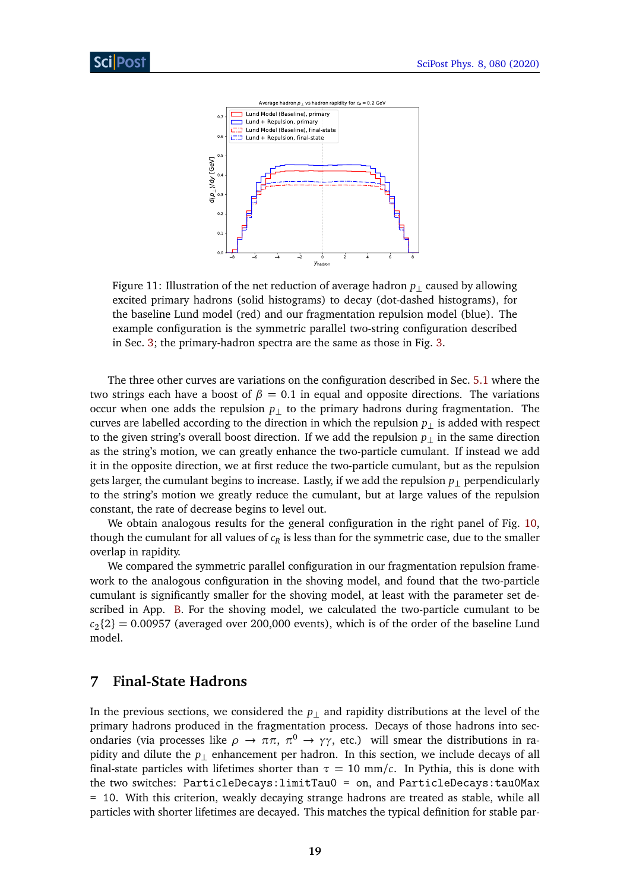Figure 11: Illustration of the net reduction of average hadron $p_\perp$ caused by allowing excited primary hadrons (solid histograms) to decay (dot-dashed histograms), for the baseline Lund model (red) and our fragmentation repulsion model (blue). The example configuration is the symmetric parallel two-string configuration described in Sec. 3; the primary-hadron spectra are the same as those in Fig. 3.

The three other curves are variations on the configuration described in Sec. 5.1 where the two strings each have a boost of $\beta = 0.1$ in equal and opposite directions. The variations occur when one adds the repulsion $p_\perp$ to the primary hadrons during fragmentation. The curves are labelled according to the direction in which the repulsion $p_\perp$ is added with respect to the given string's overall boost direction. If we add the repulsion $p_\perp$ in the same direction as the string's motion, we can greatly enhance the two-particle cumulant. If instead we add it in the opposite direction, we at first reduce the two-particle cumulant, but as the repulsion gets larger, the cumulant begins to increase. Lastly, if we add the repulsion $p_\perp$ perpendicularly to the string's motion we greatly reduce the cumulant, but at large values of the repulsion constant, the rate of decrease begins to level out.

We obtain analogous results for the general configuration in the right panel of Fig. 10, though the cumulant for all values of $c_R$ is less than for the symmetric case, due to the smaller overlap in rapidity.

We compared the symmetric parallel configuration in our fragmentation repulsion framework to the analogous configuration in the shoving model, and found that the two-particle cumulant is significantly smaller for the shoving model, at least with the parameter set described in App. B. For the shoving model, we calculated the two-particle cumulant to be $c_2\{2\} = 0.00957$ (averaged over 200,000 events), which is of the order of the baseline Lund model.

## 7 Final-State Hadrons

In the previous sections, we considered the $p_\perp$ and rapidity distributions at the level of the primary hadrons produced in the fragmentation process. Decays of those hadrons into secondaries (via processes like $\rho \to \pi\pi$, $\pi^0 \to \gamma\gamma$, etc.) will smear the distributions in rapidity and dilute the $p_\perp$ enhancement per hadron. In this section, we include decays of all final-state particles with lifetimes shorter than $\tau = 10$ mm/$c$. In Pythia, this is done with the two switches: `ParticleDecays:limitTau0 = on`, and `ParticleDecays:tau0Max = 10`. With this criterion, weakly decaying strange hadrons are treated as stable, while all particles with shorter lifetimes are decayed. This matches the typical definition for stable par-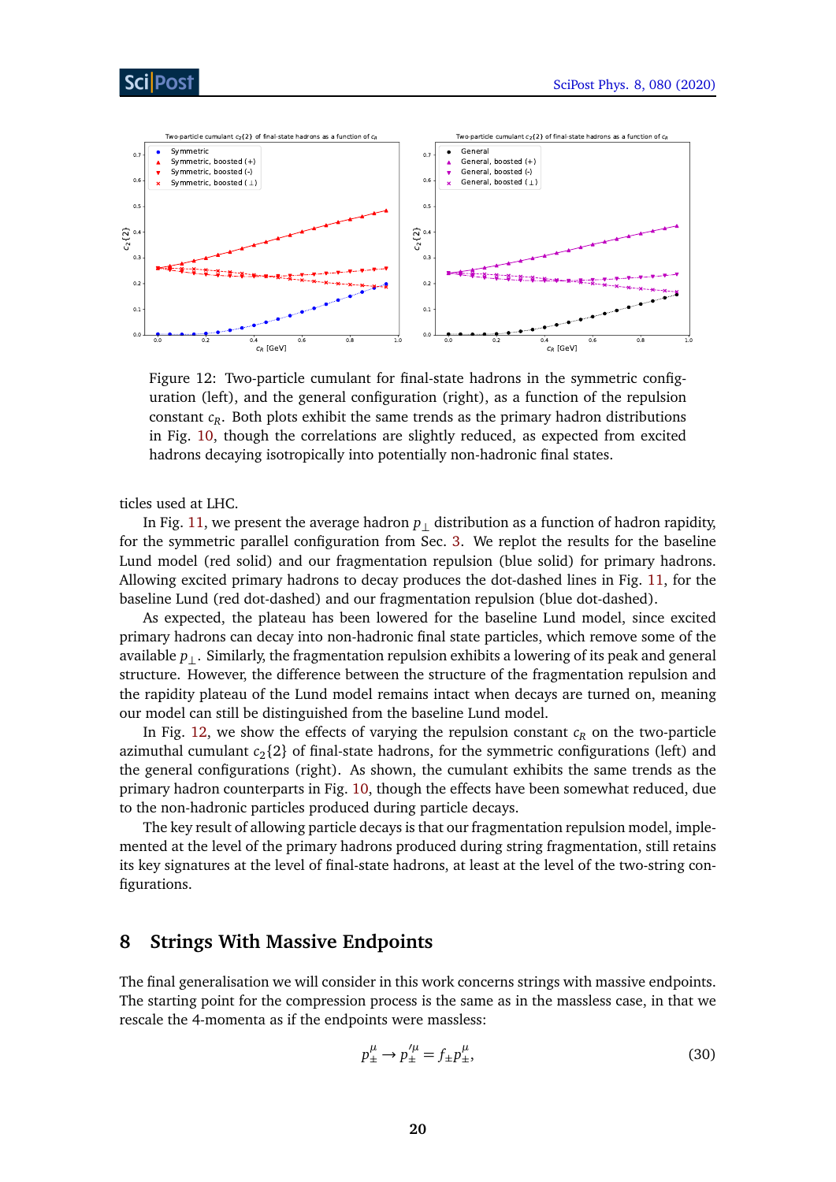Figure 12: Two-particle cumulant for final-state hadrons in the symmetric configuration (left), and the general configuration (right), as a function of the repulsion constant $c_R$. Both plots exhibit the same trends as the primary hadron distributions in Fig. 10, though the correlations are slightly reduced, as expected from excited hadrons decaying isotropically into potentially non-hadronic final states.

ticles used at LHC.

In Fig. 11, we present the average hadron $p_\perp$ distribution as a function of hadron rapidity, for the symmetric parallel configuration from Sec. 3. We replot the results for the baseline Lund model (red solid) and our fragmentation repulsion (blue solid) for primary hadrons. Allowing excited primary hadrons to decay produces the dot-dashed lines in Fig. 11, for the baseline Lund (red dot-dashed) and our fragmentation repulsion (blue dot-dashed).

As expected, the plateau has been lowered for the baseline Lund model, since excited primary hadrons can decay into non-hadronic final state particles, which remove some of the available $p_\perp$. Similarly, the fragmentation repulsion exhibits a lowering of its peak and general structure. However, the difference between the structure of the fragmentation repulsion and the rapidity plateau of the Lund model remains intact when decays are turned on, meaning our model can still be distinguished from the baseline Lund model.

In Fig. 12, we show the effects of varying the repulsion constant $c_R$ on the two-particle azimuthal cumulant $c_2\{2\}$ of final-state hadrons, for the symmetric configurations (left) and the general configurations (right). As shown, the cumulant exhibits the same trends as the primary hadron counterparts in Fig. 10, though the effects have been somewhat reduced, due to the non-hadronic particles produced during particle decays.

The key result of allowing particle decays is that our fragmentation repulsion model, implemented at the level of the primary hadrons produced during string fragmentation, still retains its key signatures at the level of final-state hadrons, at least at the level of the two-string configurations.

## 8 Strings With Massive Endpoints

The final generalisation we will consider in this work concerns strings with massive endpoints. The starting point for the compression process is the same as in the massless case, in that we rescale the 4-momenta as if the endpoints were massless:

$$p_\pm^\mu \to p_\pm'^\mu = f_\pm p_\pm^\mu, \tag{30}$$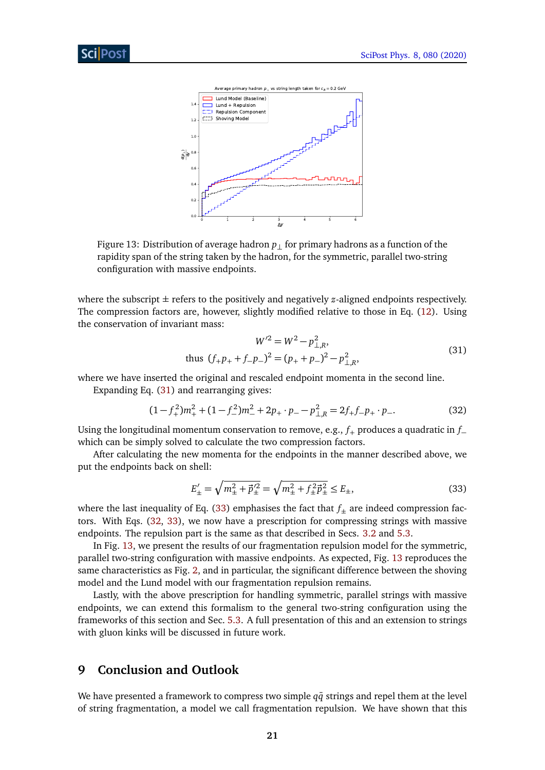Figure 13: Distribution of average hadron $p_\perp$ for primary hadrons as a function of the rapidity span of the string taken by the hadron, for the symmetric, parallel two-string configuration with massive endpoints.

where the subscript $\pm$ refers to the positively and negatively $z$-aligned endpoints respectively. The compression factors are, however, slightly modified relative to those in Eq. (12). Using the conservation of invariant mass:

$$
\begin{aligned}
W'^2 &= W^2 - p_{\perp,R}^2, \\
\text{thus } (f_+ p_+ + f_- p_-)^2 &= (p_+ + p_-)^2 - p_{\perp,R}^2,
\end{aligned}
\tag{31}
$$

where we have inserted the original and rescaled endpoint momenta in the second line.

Expanding Eq. (31) and rearranging gives:

$$
(1 - f_+^2) m_+^2 + (1 - f_-^2) m_-^2 + 2 p_+ \cdot p_- - p_{\perp,R}^2 = 2 f_+ f_- p_+ \cdot p_- . \tag{32}
$$

Using the longitudinal momentum conservation to remove, e.g., $f_+$ produces a quadratic in $f_-$ which can be simply solved to calculate the two compression factors.

After calculating the new momenta for the endpoints in the manner described above, we put the endpoints back on shell:

$$
E'_\pm = \sqrt{m_\pm^2 + \vec{p}_\pm'^2} = \sqrt{m_\pm^2 + f_\pm^2 \vec{p}_\pm^2} \leq E_\pm , \tag{33}
$$

where the last inequality of Eq. (33) emphasises the fact that $f_\pm$ are indeed compression factors. With Eqs. (32, 33), we now have a prescription for compressing strings with massive endpoints. The repulsion part is the same as that described in Secs. 3.2 and 5.3.

In Fig. 13, we present the results of our fragmentation repulsion model for the symmetric, parallel two-string configuration with massive endpoints. As expected, Fig. 13 reproduces the same characteristics as Fig. 2, and in particular, the significant difference between the shoving model and the Lund model with our fragmentation repulsion remains.

Lastly, with the above prescription for handling symmetric, parallel strings with massive endpoints, we can extend this formalism to the general two-string configuration using the frameworks of this section and Sec. 5.3. A full presentation of this and an extension to strings with gluon kinks will be discussed in future work.

## 9 Conclusion and Outlook

We have presented a framework to compress two simple $q\bar{q}$ strings and repel them at the level of string fragmentation, a model we call fragmentation repulsion. We have shown that this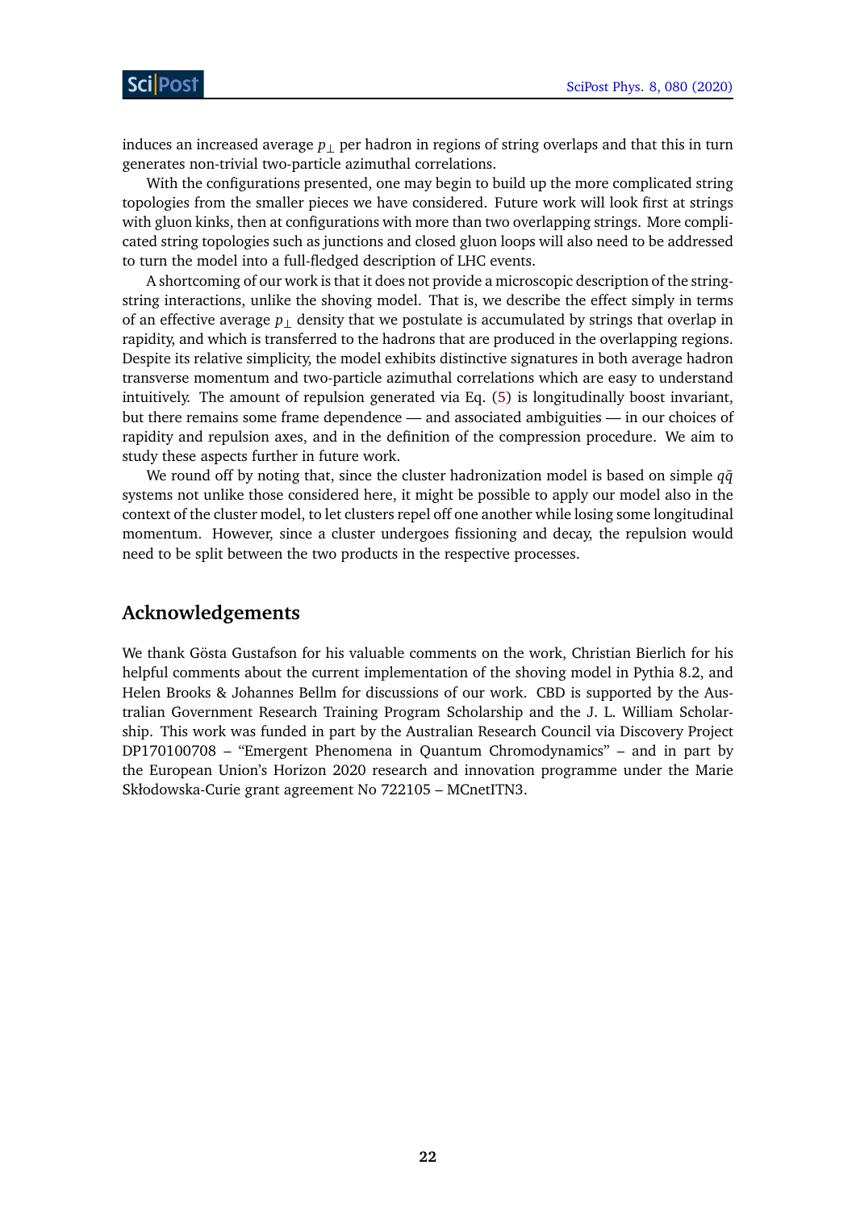induces an increased average $p_\perp$ per hadron in regions of string overlaps and that this in turn generates non-trivial two-particle azimuthal correlations.

With the configurations presented, one may begin to build up the more complicated string topologies from the smaller pieces we have considered. Future work will look first at strings with gluon kinks, then at configurations with more than two overlapping strings. More complicated string topologies such as junctions and closed gluon loops will also need to be addressed to turn the model into a full-fledged description of LHC events.

A shortcoming of our work is that it does not provide a microscopic description of the string-string interactions, unlike the shoving model. That is, we describe the effect simply in terms of an effective average $p_\perp$ density that we postulate is accumulated by strings that overlap in rapidity, and which is transferred to the hadrons that are produced in the overlapping regions. Despite its relative simplicity, the model exhibits distinctive signatures in both average hadron transverse momentum and two-particle azimuthal correlations which are easy to understand intuitively. The amount of repulsion generated via Eq. (5) is longitudinally boost invariant, but there remains some frame dependence — and associated ambiguities — in our choices of rapidity and repulsion axes, and in the definition of the compression procedure. We aim to study these aspects further in future work.

We round off by noting that, since the cluster hadronization model is based on simple $q\bar{q}$ systems not unlike those considered here, it might be possible to apply our model also in the context of the cluster model, to let clusters repel off one another while losing some longitudinal momentum. However, since a cluster undergoes fissioning and decay, the repulsion would need to be split between the two products in the respective processes.

## Acknowledgements

We thank Gösta Gustafson for his valuable comments on the work, Christian Bierlich for his helpful comments about the current implementation of the shoving model in Pythia 8.2, and Helen Brooks & Johannes Bellm for discussions of our work. CBD is supported by the Australian Government Research Training Program Scholarship and the J. L. William Scholarship. This work was funded in part by the Australian Research Council via Discovery Project DP170100708 – "Emergent Phenomena in Quantum Chromodynamics" – and in part by the European Union's Horizon 2020 research and innovation programme under the Marie Skłodowska-Curie grant agreement No 722105 – MCnetITN3.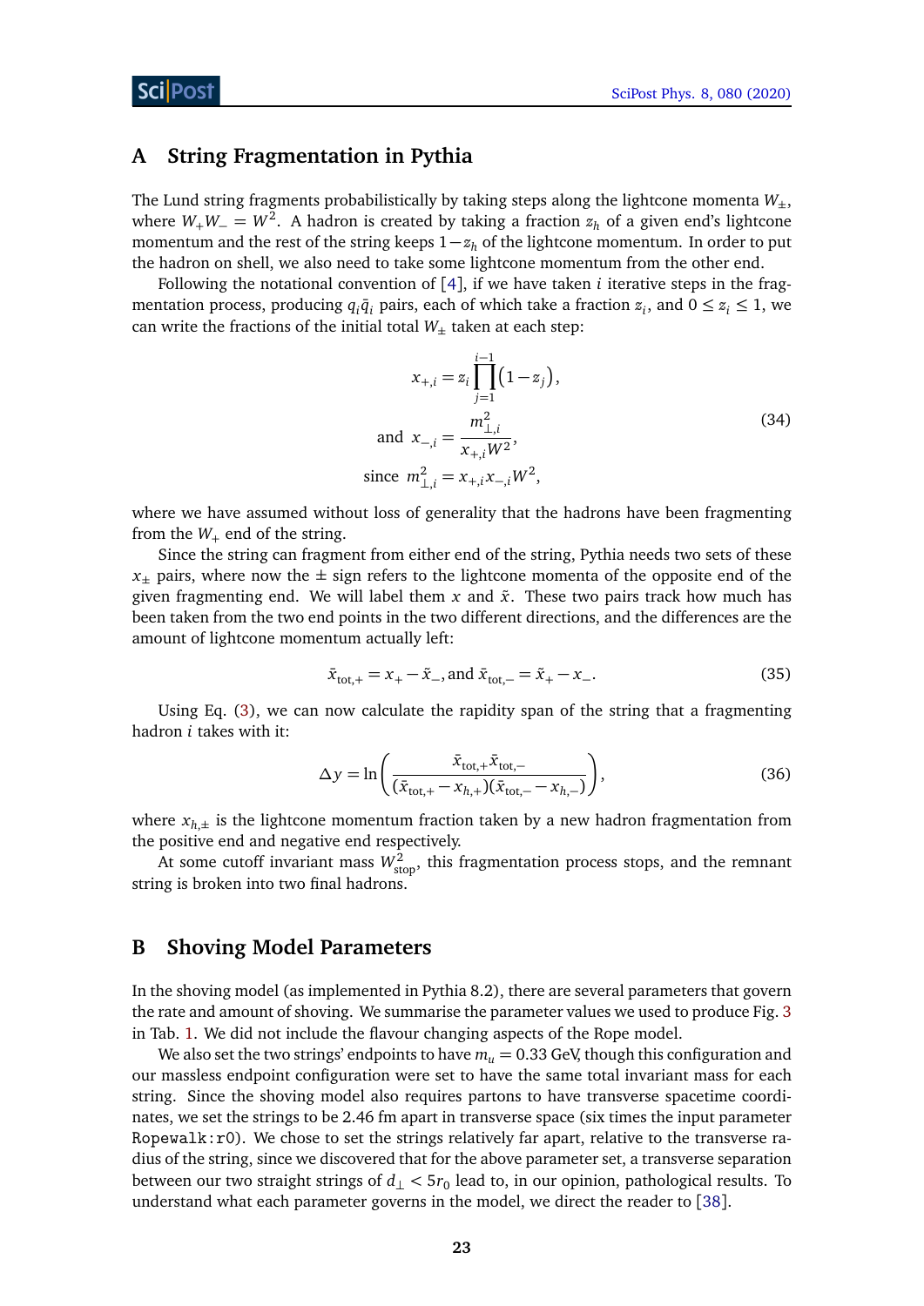## A String Fragmentation in Pythia

The Lund string fragments probabilistically by taking steps along the lightcone momenta $W_{\pm}$, where $W_+W_- = W^2$. A hadron is created by taking a fraction $z_h$ of a given end's lightcone momentum and the rest of the string keeps $1-z_h$ of the lightcone momentum. In order to put the hadron on shell, we also need to take some lightcone momentum from the other end.

Following the notational convention of [4], if we have taken $i$ iterative steps in the fragmentation process, producing $q_i\bar{q}_i$ pairs, each of which take a fraction $z_i$, and $0 \leq z_i \leq 1$, we can write the fractions of the initial total $W_{\pm}$ taken at each step:

$$
\begin{aligned}
x_{+,i} &= z_i \prod_{j=1}^{i-1}(1-z_j), \\
\text{and } \; x_{-,i} &= \frac{m_{\perp,i}^2}{x_{+,i}W^2}, \\
\text{since } \; m_{\perp,i}^2 &= x_{+,i}x_{-,i}W^2,
\end{aligned}
\tag{34}
$$

where we have assumed without loss of generality that the hadrons have been fragmenting from the $W_+$ end of the string.

Since the string can fragment from either end of the string, Pythia needs two sets of these $x_{\pm}$ pairs, where now the $\pm$ sign refers to the lightcone momenta of the opposite end of the given fragmenting end. We will label them $x$ and $\tilde{x}$. These two pairs track how much has been taken from the two end points in the two different directions, and the differences are the amount of lightcone momentum actually left:

$$
\bar{x}_{\text{tot},+} = x_+ - \tilde{x}_-, \text{and } \bar{x}_{\text{tot},-} = \tilde{x}_+ - x_-. \tag{35}
$$

Using Eq. (3), we can now calculate the rapidity span of the string that a fragmenting hadron $i$ takes with it:

$$
\Delta y = \ln\left(\frac{\bar{x}_{\text{tot},+}\bar{x}_{\text{tot},-}}{(\bar{x}_{\text{tot},+} - x_{h,+})(\bar{x}_{\text{tot},-} - x_{h,-})}\right), \tag{36}
$$

where $x_{h,\pm}$ is the lightcone momentum fraction taken by a new hadron fragmentation from the positive end and negative end respectively.

At some cutoff invariant mass $W_{\text{stop}}^2$, this fragmentation process stops, and the remnant string is broken into two final hadrons.

## B Shoving Model Parameters

In the shoving model (as implemented in Pythia 8.2), there are several parameters that govern the rate and amount of shoving. We summarise the parameter values we used to produce Fig. 3 in Tab. 1. We did not include the flavour changing aspects of the Rope model.

We also set the two strings' endpoints to have $m_u = 0.33$ GeV, though this configuration and our massless endpoint configuration were set to have the same total invariant mass for each string. Since the shoving model also requires partons to have transverse spacetime coordinates, we set the strings to be 2.46 fm apart in transverse space (six times the input parameter `Ropewalk:r0`). We chose to set the strings relatively far apart, relative to the transverse radius of the string, since we discovered that for the above parameter set, a transverse separation between our two straight strings of $d_{\perp} < 5r_0$ lead to, in our opinion, pathological results. To understand what each parameter governs in the model, we direct the reader to [38].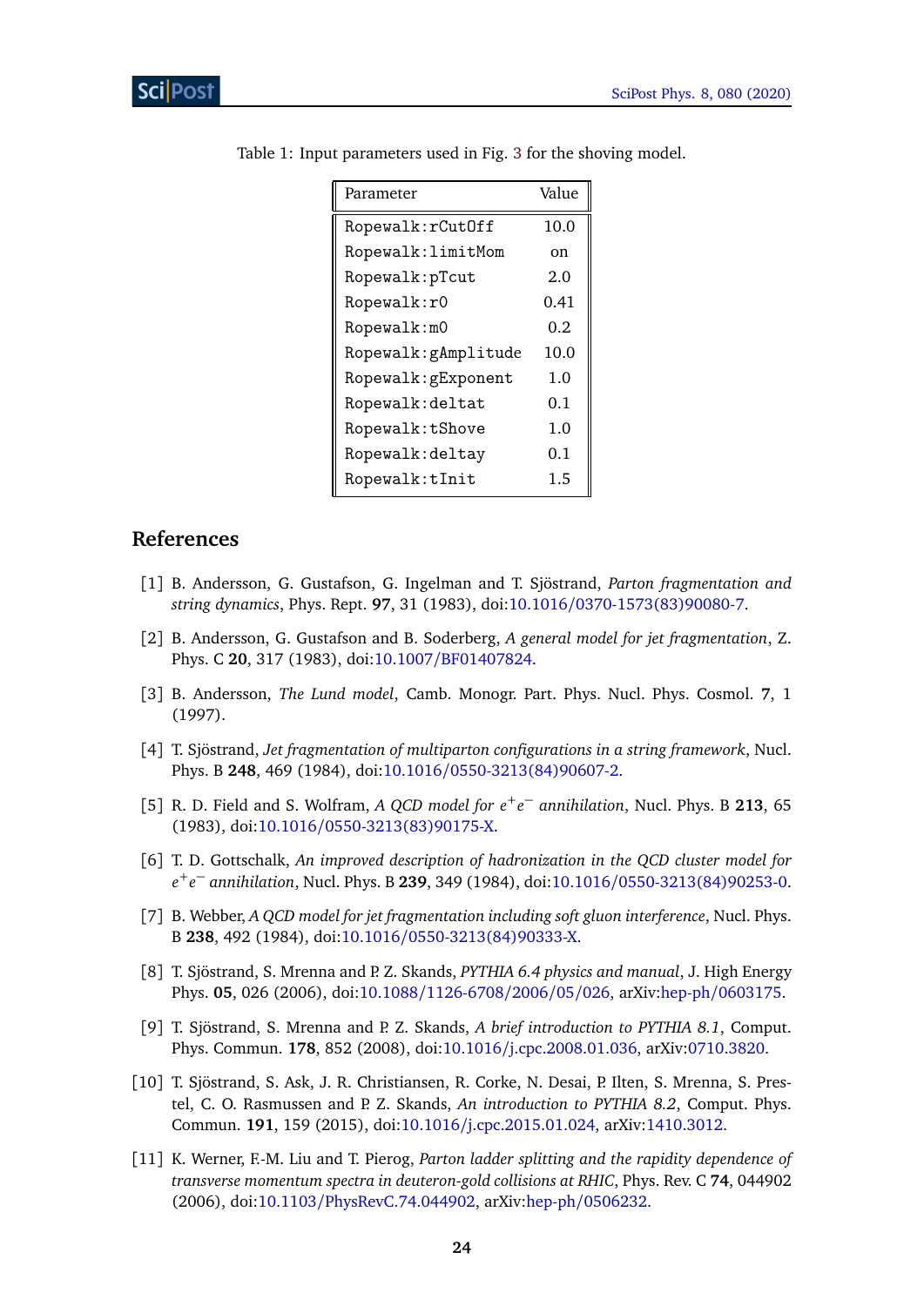Table 1: Input parameters used in Fig. 3 for the shoving model.

| Parameter | Value |
|---|---|
| `Ropewalk:rCutOff` | 10.0 |
| `Ropewalk:limitMom` | on |
| `Ropewalk:pTcut` | 2.0 |
| `Ropewalk:r0` | 0.41 |
| `Ropewalk:m0` | 0.2 |
| `Ropewalk:gAmplitude` | 10.0 |
| `Ropewalk:gExponent` | 1.0 |
| `Ropewalk:deltat` | 0.1 |
| `Ropewalk:tShove` | 1.0 |
| `Ropewalk:deltay` | 0.1 |
| `Ropewalk:tInit` | 1.5 |

## References

[1] B. Andersson, G. Gustafson, G. Ingelman and T. Sjöstrand, *Parton fragmentation and string dynamics*, Phys. Rept. **97**, 31 (1983), doi:10.1016/0370-1573(83)90080-7.

[2] B. Andersson, G. Gustafson and B. Soderberg, *A general model for jet fragmentation*, Z. Phys. C **20**, 317 (1983), doi:10.1007/BF01407824.

[3] B. Andersson, *The Lund model*, Camb. Monogr. Part. Phys. Nucl. Phys. Cosmol. **7**, 1 (1997).

[4] T. Sjöstrand, *Jet fragmentation of multiparton configurations in a string framework*, Nucl. Phys. B **248**, 469 (1984), doi:10.1016/0550-3213(84)90607-2.

[5] R. D. Field and S. Wolfram, *A QCD model for $e^+e^-$ annihilation*, Nucl. Phys. B **213**, 65 (1983), doi:10.1016/0550-3213(83)90175-X.

[6] T. D. Gottschalk, *An improved description of hadronization in the QCD cluster model for $e^+e^-$ annihilation*, Nucl. Phys. B **239**, 349 (1984), doi:10.1016/0550-3213(84)90253-0.

[7] B. Webber, *A QCD model for jet fragmentation including soft gluon interference*, Nucl. Phys. B **238**, 492 (1984), doi:10.1016/0550-3213(84)90333-X.

[8] T. Sjöstrand, S. Mrenna and P. Z. Skands, *PYTHIA 6.4 physics and manual*, J. High Energy Phys. **05**, 026 (2006), doi:10.1088/1126-6708/2006/05/026, arXiv:hep-ph/0603175.

[9] T. Sjöstrand, S. Mrenna and P. Z. Skands, *A brief introduction to PYTHIA 8.1*, Comput. Phys. Commun. **178**, 852 (2008), doi:10.1016/j.cpc.2008.01.036, arXiv:0710.3820.

[10] T. Sjöstrand, S. Ask, J. R. Christiansen, R. Corke, N. Desai, P. Ilten, S. Mrenna, S. Prestel, C. O. Rasmussen and P. Z. Skands, *An introduction to PYTHIA 8.2*, Comput. Phys. Commun. **191**, 159 (2015), doi:10.1016/j.cpc.2015.01.024, arXiv:1410.3012.

[11] K. Werner, F.-M. Liu and T. Pierog, *Parton ladder splitting and the rapidity dependence of transverse momentum spectra in deuteron-gold collisions at RHIC*, Phys. Rev. C **74**, 044902 (2006), doi:10.1103/PhysRevC.74.044902, arXiv:hep-ph/0506232.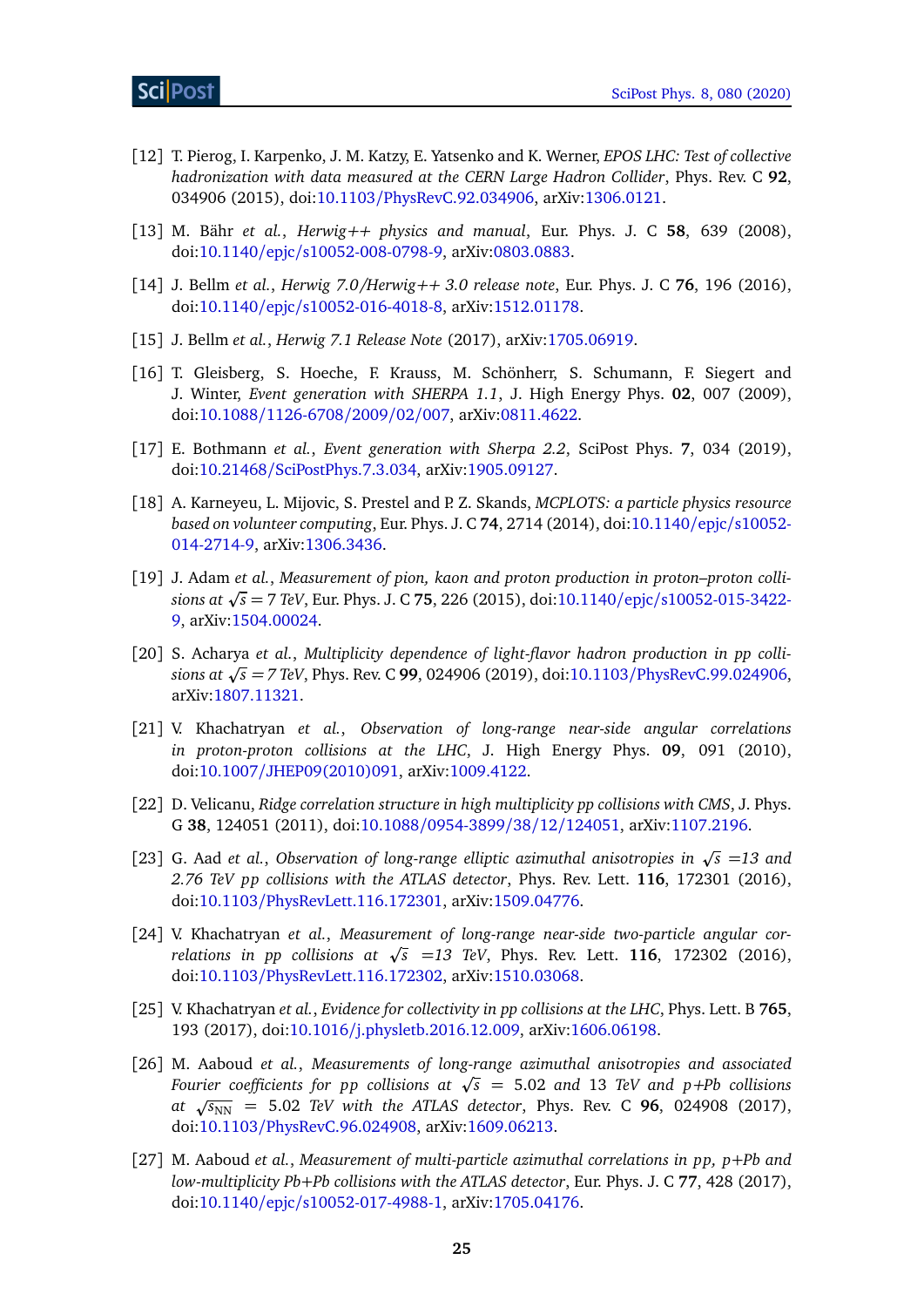[12] T. Pierog, I. Karpenko, J. M. Katzy, E. Yatsenko and K. Werner, *EPOS LHC: Test of collective hadronization with data measured at the CERN Large Hadron Collider*, Phys. Rev. C **92**, 034906 (2015), doi:10.1103/PhysRevC.92.034906, arXiv:1306.0121.

[13] M. Bähr *et al.*, *Herwig++ physics and manual*, Eur. Phys. J. C **58**, 639 (2008), doi:10.1140/epjc/s10052-008-0798-9, arXiv:0803.0883.

[14] J. Bellm *et al.*, *Herwig 7.0/Herwig++ 3.0 release note*, Eur. Phys. J. C **76**, 196 (2016), doi:10.1140/epjc/s10052-016-4018-8, arXiv:1512.01178.

[15] J. Bellm *et al.*, *Herwig 7.1 Release Note* (2017), arXiv:1705.06919.

[16] T. Gleisberg, S. Hoeche, F. Krauss, M. Schönherr, S. Schumann, F. Siegert and J. Winter, *Event generation with SHERPA 1.1*, J. High Energy Phys. **02**, 007 (2009), doi:10.1088/1126-6708/2009/02/007, arXiv:0811.4622.

[17] E. Bothmann *et al.*, *Event generation with Sherpa 2.2*, SciPost Phys. **7**, 034 (2019), doi:10.21468/SciPostPhys.7.3.034, arXiv:1905.09127.

[18] A. Karneyeu, L. Mijovic, S. Prestel and P. Z. Skands, *MCPLOTS: a particle physics resource based on volunteer computing*, Eur. Phys. J. C **74**, 2714 (2014), doi:10.1140/epjc/s10052-014-2714-9, arXiv:1306.3436.

[19] J. Adam *et al.*, *Measurement of pion, kaon and proton production in proton–proton collisions at $\sqrt{s} = 7$ TeV*, Eur. Phys. J. C **75**, 226 (2015), doi:10.1140/epjc/s10052-015-3422-9, arXiv:1504.00024.

[20] S. Acharya *et al.*, *Multiplicity dependence of light-flavor hadron production in pp collisions at $\sqrt{s} = 7$ TeV*, Phys. Rev. C **99**, 024906 (2019), doi:10.1103/PhysRevC.99.024906, arXiv:1807.11321.

[21] V. Khachatryan *et al.*, *Observation of long-range near-side angular correlations in proton-proton collisions at the LHC*, J. High Energy Phys. **09**, 091 (2010), doi:10.1007/JHEP09(2010)091, arXiv:1009.4122.

[22] D. Velicanu, *Ridge correlation structure in high multiplicity pp collisions with CMS*, J. Phys. G **38**, 124051 (2011), doi:10.1088/0954-3899/38/12/124051, arXiv:1107.2196.

[23] G. Aad *et al.*, *Observation of long-range elliptic azimuthal anisotropies in $\sqrt{s}$ =13 and 2.76 TeV pp collisions with the ATLAS detector*, Phys. Rev. Lett. **116**, 172301 (2016), doi:10.1103/PhysRevLett.116.172301, arXiv:1509.04776.

[24] V. Khachatryan *et al.*, *Measurement of long-range near-side two-particle angular correlations in pp collisions at $\sqrt{s}$ =13 TeV*, Phys. Rev. Lett. **116**, 172302 (2016), doi:10.1103/PhysRevLett.116.172302, arXiv:1510.03068.

[25] V. Khachatryan *et al.*, *Evidence for collectivity in pp collisions at the LHC*, Phys. Lett. B **765**, 193 (2017), doi:10.1016/j.physletb.2016.12.009, arXiv:1606.06198.

[26] M. Aaboud *et al.*, *Measurements of long-range azimuthal anisotropies and associated Fourier coefficients for pp collisions at $\sqrt{s}$ = 5.02 and 13 TeV and p+Pb collisions at $\sqrt{s_{\rm NN}}$ = 5.02 TeV with the ATLAS detector*, Phys. Rev. C **96**, 024908 (2017), doi:10.1103/PhysRevC.96.024908, arXiv:1609.06213.

[27] M. Aaboud *et al.*, *Measurement of multi-particle azimuthal correlations in pp, p+Pb and low-multiplicity Pb+Pb collisions with the ATLAS detector*, Eur. Phys. J. C **77**, 428 (2017), doi:10.1140/epjc/s10052-017-4988-1, arXiv:1705.04176.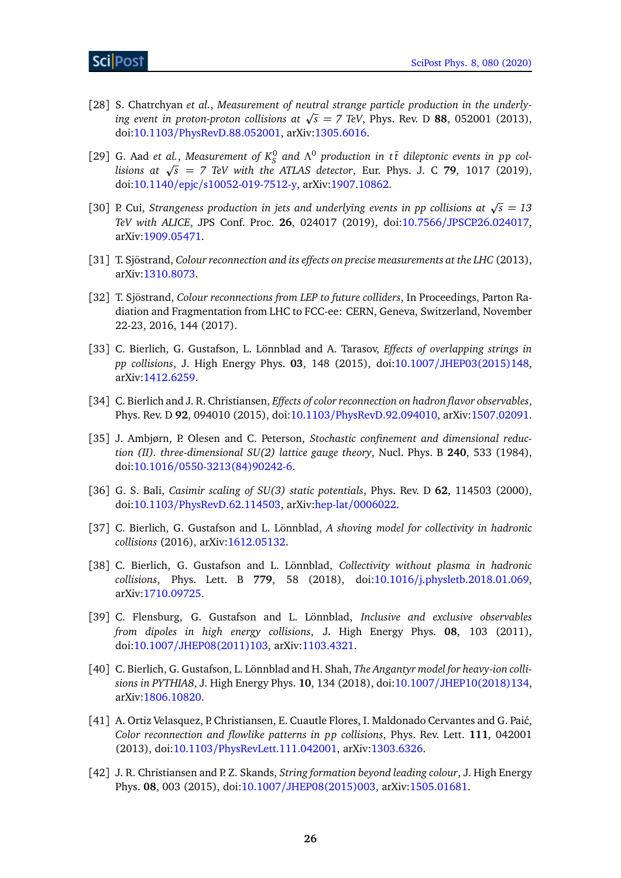[28] S. Chatrchyan *et al.*, *Measurement of neutral strange particle production in the underlying event in proton-proton collisions at $\sqrt{s}$ = 7 TeV*, Phys. Rev. D **88**, 052001 (2013), doi:10.1103/PhysRevD.88.052001, arXiv:1305.6016.

[29] G. Aad *et al.*, *Measurement of $K^0_S$ and $\Lambda^0$ production in $t\bar{t}$ dileptonic events in pp collisions at $\sqrt{s}$ = 7 TeV with the ATLAS detector*, Eur. Phys. J. C **79**, 1017 (2019), doi:10.1140/epjc/s10052-019-7512-y, arXiv:1907.10862.

[30] P. Cui, *Strangeness production in jets and underlying events in pp collisions at $\sqrt{s}$ = 13 TeV with ALICE*, JPS Conf. Proc. **26**, 024017 (2019), doi:10.7566/JPSCP.26.024017, arXiv:1909.05471.

[31] T. Sjöstrand, *Colour reconnection and its effects on precise measurements at the LHC* (2013), arXiv:1310.8073.

[32] T. Sjöstrand, *Colour reconnections from LEP to future colliders*, In Proceedings, Parton Radiation and Fragmentation from LHC to FCC-ee: CERN, Geneva, Switzerland, November 22-23, 2016, 144 (2017).

[33] C. Bierlich, G. Gustafson, L. Lönnblad and A. Tarasov, *Effects of overlapping strings in pp collisions*, J. High Energy Phys. **03**, 148 (2015), doi:10.1007/JHEP03(2015)148, arXiv:1412.6259.

[34] C. Bierlich and J. R. Christiansen, *Effects of color reconnection on hadron flavor observables*, Phys. Rev. D **92**, 094010 (2015), doi:10.1103/PhysRevD.92.094010, arXiv:1507.02091.

[35] J. Ambjørn, P. Olesen and C. Peterson, *Stochastic confinement and dimensional reduction (II). three-dimensional SU(2) lattice gauge theory*, Nucl. Phys. B **240**, 533 (1984), doi:10.1016/0550-3213(84)90242-6.

[36] G. S. Bali, *Casimir scaling of SU(3) static potentials*, Phys. Rev. D **62**, 114503 (2000), doi:10.1103/PhysRevD.62.114503, arXiv:hep-lat/0006022.

[37] C. Bierlich, G. Gustafson and L. Lönnblad, *A shoving model for collectivity in hadronic collisions* (2016), arXiv:1612.05132.

[38] C. Bierlich, G. Gustafson and L. Lönnblad, *Collectivity without plasma in hadronic collisions*, Phys. Lett. B **779**, 58 (2018), doi:10.1016/j.physletb.2018.01.069, arXiv:1710.09725.

[39] C. Flensburg, G. Gustafson and L. Lönnblad, *Inclusive and exclusive observables from dipoles in high energy collisions*, J. High Energy Phys. **08**, 103 (2011), doi:10.1007/JHEP08(2011)103, arXiv:1103.4321.

[40] C. Bierlich, G. Gustafson, L. Lönnblad and H. Shah, *The Angantyr model for heavy-ion collisions in PYTHIA8*, J. High Energy Phys. **10**, 134 (2018), doi:10.1007/JHEP10(2018)134, arXiv:1806.10820.

[41] A. Ortiz Velasquez, P. Christiansen, E. Cuautle Flores, I. Maldonado Cervantes and G. Paić, *Color reconnection and flowlike patterns in pp collisions*, Phys. Rev. Lett. **111**, 042001 (2013), doi:10.1103/PhysRevLett.111.042001, arXiv:1303.6326.

[42] J. R. Christiansen and P. Z. Skands, *String formation beyond leading colour*, J. High Energy Phys. **08**, 003 (2015), doi:10.1007/JHEP08(2015)003, arXiv:1505.01681.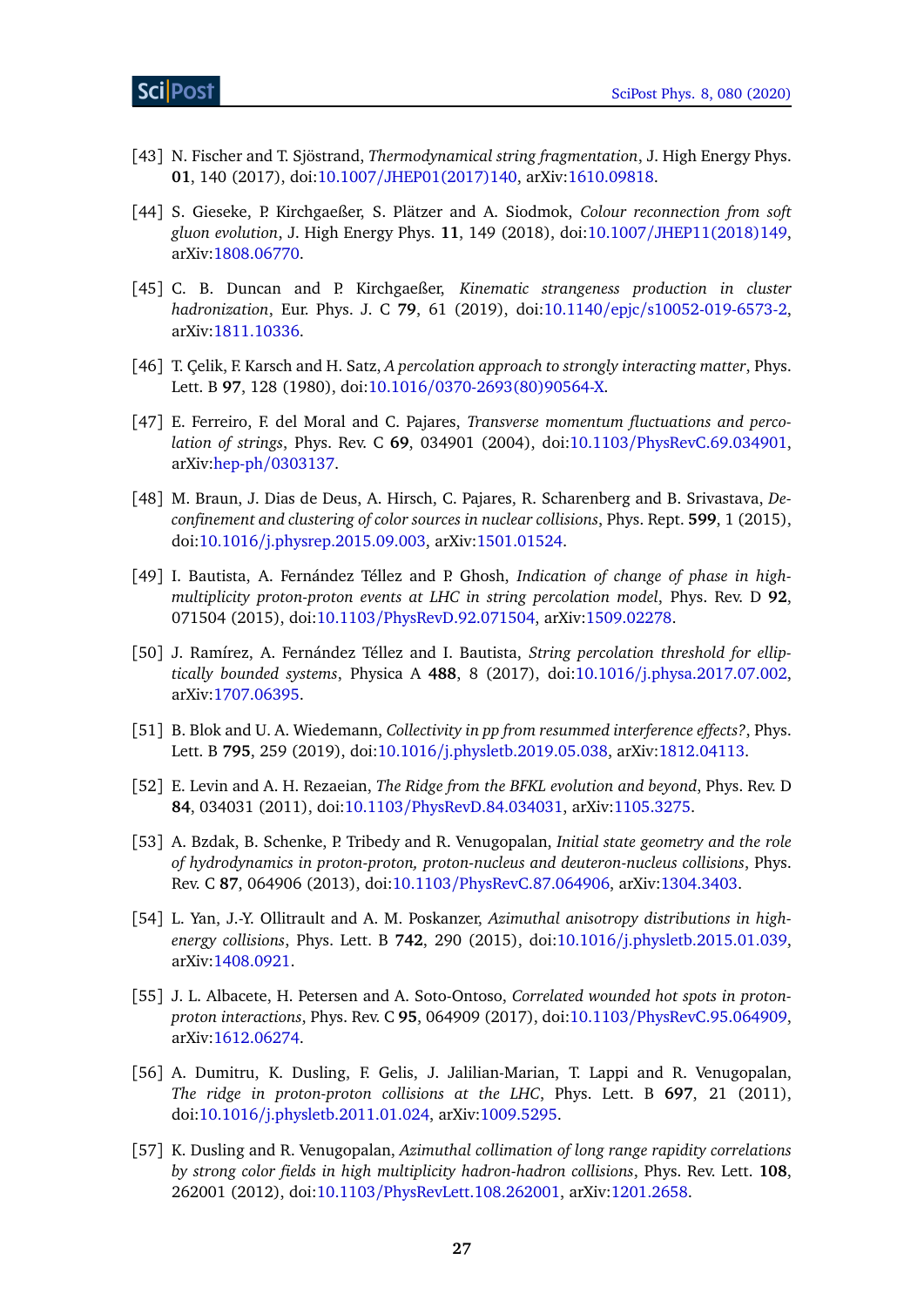[43] N. Fischer and T. Sjöstrand, *Thermodynamical string fragmentation*, J. High Energy Phys. **01**, 140 (2017), doi:10.1007/JHEP01(2017)140, arXiv:1610.09818.

[44] S. Gieseke, P. Kirchgaeßer, S. Plätzer and A. Siodmok, *Colour reconnection from soft gluon evolution*, J. High Energy Phys. **11**, 149 (2018), doi:10.1007/JHEP11(2018)149, arXiv:1808.06770.

[45] C. B. Duncan and P. Kirchgaeßer, *Kinematic strangeness production in cluster hadronization*, Eur. Phys. J. C **79**, 61 (2019), doi:10.1140/epjc/s10052-019-6573-2, arXiv:1811.10336.

[46] T. Çelik, F. Karsch and H. Satz, *A percolation approach to strongly interacting matter*, Phys. Lett. B **97**, 128 (1980), doi:10.1016/0370-2693(80)90564-X.

[47] E. Ferreiro, F. del Moral and C. Pajares, *Transverse momentum fluctuations and percolation of strings*, Phys. Rev. C **69**, 034901 (2004), doi:10.1103/PhysRevC.69.034901, arXiv:hep-ph/0303137.

[48] M. Braun, J. Dias de Deus, A. Hirsch, C. Pajares, R. Scharenberg and B. Srivastava, *Deconfinement and clustering of color sources in nuclear collisions*, Phys. Rept. **599**, 1 (2015), doi:10.1016/j.physrep.2015.09.003, arXiv:1501.01524.

[49] I. Bautista, A. Fernández Téllez and P. Ghosh, *Indication of change of phase in high-multiplicity proton-proton events at LHC in string percolation model*, Phys. Rev. D **92**, 071504 (2015), doi:10.1103/PhysRevD.92.071504, arXiv:1509.02278.

[50] J. Ramírez, A. Fernández Téllez and I. Bautista, *String percolation threshold for elliptically bounded systems*, Physica A **488**, 8 (2017), doi:10.1016/j.physa.2017.07.002, arXiv:1707.06395.

[51] B. Blok and U. A. Wiedemann, *Collectivity in pp from resummed interference effects?*, Phys. Lett. B **795**, 259 (2019), doi:10.1016/j.physletb.2019.05.038, arXiv:1812.04113.

[52] E. Levin and A. H. Rezaeian, *The Ridge from the BFKL evolution and beyond*, Phys. Rev. D **84**, 034031 (2011), doi:10.1103/PhysRevD.84.034031, arXiv:1105.3275.

[53] A. Bzdak, B. Schenke, P. Tribedy and R. Venugopalan, *Initial state geometry and the role of hydrodynamics in proton-proton, proton-nucleus and deuteron-nucleus collisions*, Phys. Rev. C **87**, 064906 (2013), doi:10.1103/PhysRevC.87.064906, arXiv:1304.3403.

[54] L. Yan, J.-Y. Ollitrault and A. M. Poskanzer, *Azimuthal anisotropy distributions in high-energy collisions*, Phys. Lett. B **742**, 290 (2015), doi:10.1016/j.physletb.2015.01.039, arXiv:1408.0921.

[55] J. L. Albacete, H. Petersen and A. Soto-Ontoso, *Correlated wounded hot spots in proton-proton interactions*, Phys. Rev. C **95**, 064909 (2017), doi:10.1103/PhysRevC.95.064909, arXiv:1612.06274.

[56] A. Dumitru, K. Dusling, F. Gelis, J. Jalilian-Marian, T. Lappi and R. Venugopalan, *The ridge in proton-proton collisions at the LHC*, Phys. Lett. B **697**, 21 (2011), doi:10.1016/j.physletb.2011.01.024, arXiv:1009.5295.

[57] K. Dusling and R. Venugopalan, *Azimuthal collimation of long range rapidity correlations by strong color fields in high multiplicity hadron-hadron collisions*, Phys. Rev. Lett. **108**, 262001 (2012), doi:10.1103/PhysRevLett.108.262001, arXiv:1201.2658.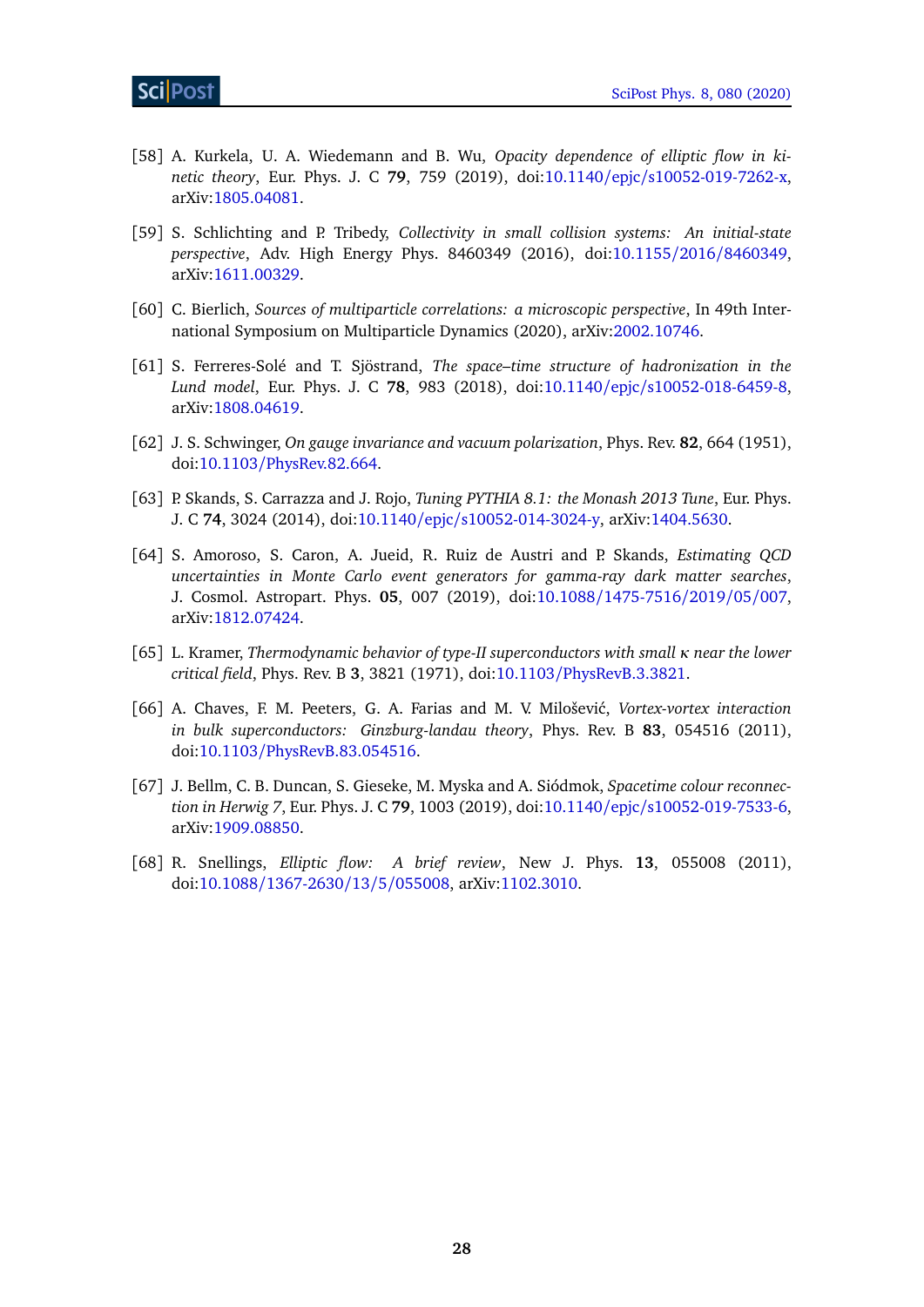[58] A. Kurkela, U. A. Wiedemann and B. Wu, *Opacity dependence of elliptic flow in kinetic theory*, Eur. Phys. J. C **79**, 759 (2019), doi:10.1140/epjc/s10052-019-7262-x, arXiv:1805.04081.

[59] S. Schlichting and P. Tribedy, *Collectivity in small collision systems: An initial-state perspective*, Adv. High Energy Phys. 8460349 (2016), doi:10.1155/2016/8460349, arXiv:1611.00329.

[60] C. Bierlich, *Sources of multiparticle correlations: a microscopic perspective*, In 49th International Symposium on Multiparticle Dynamics (2020), arXiv:2002.10746.

[61] S. Ferreres-Solé and T. Sjöstrand, *The space–time structure of hadronization in the Lund model*, Eur. Phys. J. C **78**, 983 (2018), doi:10.1140/epjc/s10052-018-6459-8, arXiv:1808.04619.

[62] J. S. Schwinger, *On gauge invariance and vacuum polarization*, Phys. Rev. **82**, 664 (1951), doi:10.1103/PhysRev.82.664.

[63] P. Skands, S. Carrazza and J. Rojo, *Tuning PYTHIA 8.1: the Monash 2013 Tune*, Eur. Phys. J. C **74**, 3024 (2014), doi:10.1140/epjc/s10052-014-3024-y, arXiv:1404.5630.

[64] S. Amoroso, S. Caron, A. Jueid, R. Ruiz de Austri and P. Skands, *Estimating QCD uncertainties in Monte Carlo event generators for gamma-ray dark matter searches*, J. Cosmol. Astropart. Phys. **05**, 007 (2019), doi:10.1088/1475-7516/2019/05/007, arXiv:1812.07424.

[65] L. Kramer, *Thermodynamic behavior of type-II superconductors with small $\kappa$ near the lower critical field*, Phys. Rev. B **3**, 3821 (1971), doi:10.1103/PhysRevB.3.3821.

[66] A. Chaves, F. M. Peeters, G. A. Farias and M. V. Milošević, *Vortex-vortex interaction in bulk superconductors: Ginzburg-landau theory*, Phys. Rev. B **83**, 054516 (2011), doi:10.1103/PhysRevB.83.054516.

[67] J. Bellm, C. B. Duncan, S. Gieseke, M. Myska and A. Siódmok, *Spacetime colour reconnection in Herwig 7*, Eur. Phys. J. C **79**, 1003 (2019), doi:10.1140/epjc/s10052-019-7533-6, arXiv:1909.08850.

[68] R. Snellings, *Elliptic flow: A brief review*, New J. Phys. **13**, 055008 (2011), doi:10.1088/1367-2630/13/5/055008, arXiv:1102.3010.